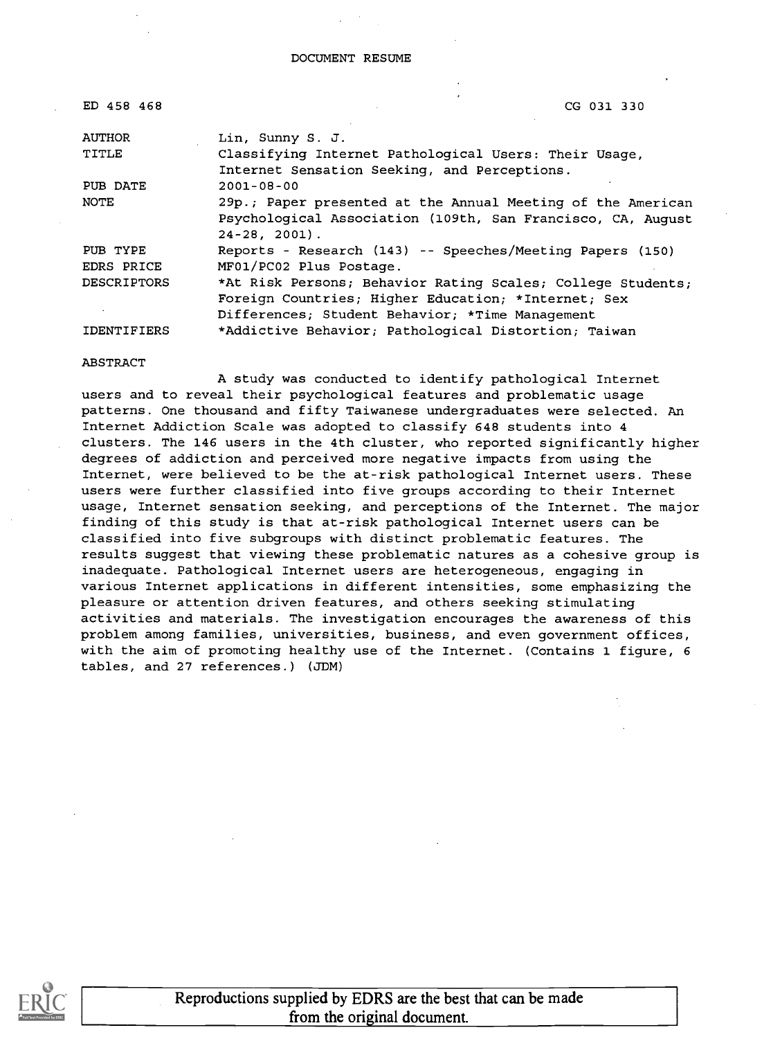DOCUMENT RESUME

| ED 458 468 | CG 031 330 |
| --- | --- |
| AUTHOR | Lin, Sunny S. J. |
| TITLE | Classifying Internet Pathological Users: Their Usage, Internet Sensation Seeking, and Perceptions. |
| PUB DATE | 2001-08-00 |
| NOTE | 29p.; Paper presented at the Annual Meeting of the American Psychological Association (109th, San Francisco, CA, August 24-28, 2001). |
| PUB TYPE | Reports - Research (143) -- Speeches/Meeting Papers (150) |
| EDRS PRICE | MF01/PC02 Plus Postage. |
| DESCRIPTORS | *At Risk Persons; Behavior Rating Scales; College Students; Foreign Countries; Higher Education; *Internet; Sex Differences; Student Behavior; *Time Management |
| IDENTIFIERS | *Addictive Behavior; Pathological Distortion; Taiwan |

ABSTRACT

A study was conducted to identify pathological Internet users and to reveal their psychological features and problematic usage patterns. One thousand and fifty Taiwanese undergraduates were selected. An Internet Addiction Scale was adopted to classify 648 students into 4 clusters. The 146 users in the 4th cluster, who reported significantly higher degrees of addiction and perceived more negative impacts from using the Internet, were believed to be the at-risk pathological Internet users. These users were further classified into five groups according to their Internet usage, Internet sensation seeking, and perceptions of the Internet. The major finding of this study is that at-risk pathological Internet users can be classified into five subgroups with distinct problematic features. The results suggest that viewing these problematic natures as a cohesive group is inadequate. Pathological Internet users are heterogeneous, engaging in various Internet applications in different intensities, some emphasizing the pleasure or attention driven features, and others seeking stimulating activities and materials. The investigation encourages the awareness of this problem among families, universities, business, and even government offices, with the aim of promoting healthy use of the Internet. (Contains 1 figure, 6 tables, and 27 references.) (JDM)

Reproductions supplied by EDRS are the best that can be made from the original document.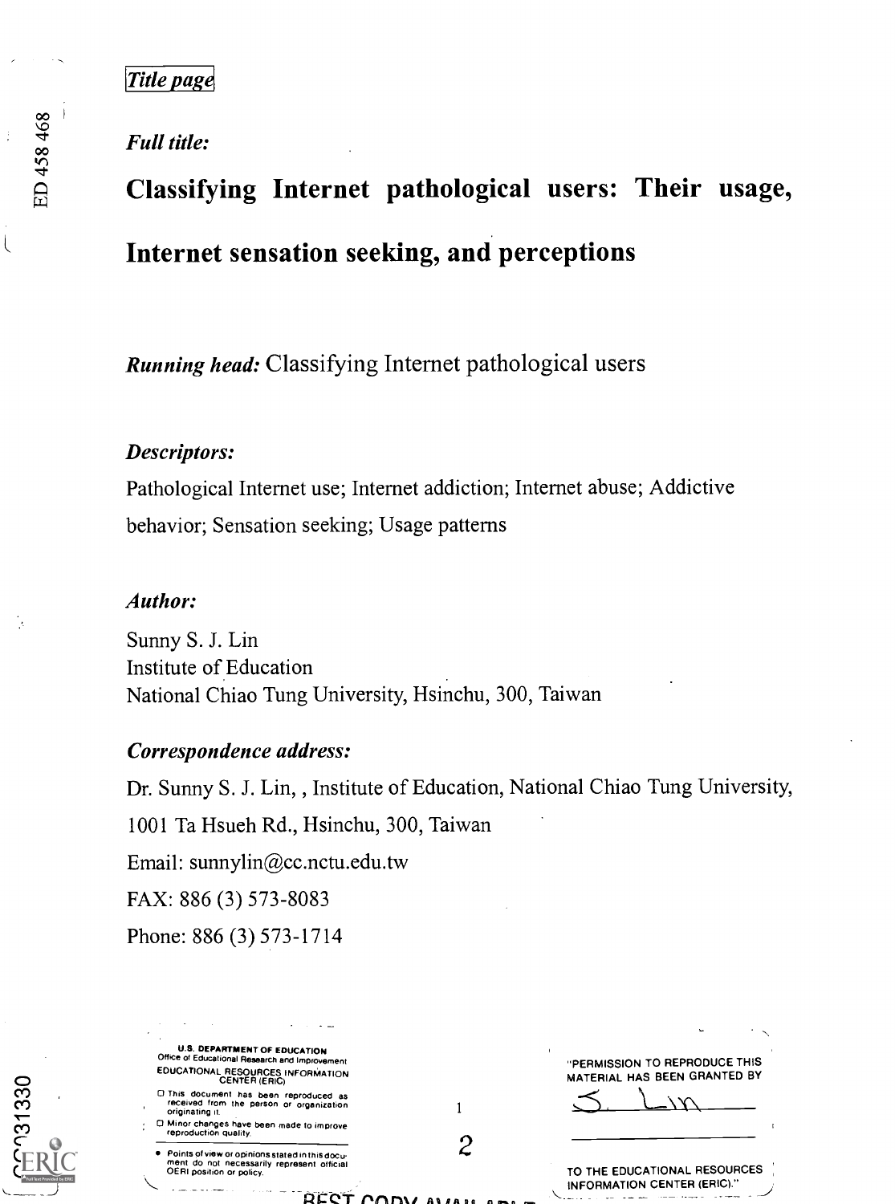*Title page*

***Full title:***

# Classifying Internet pathological users: Their usage, Internet sensation seeking, and perceptions

***Running head:*** Classifying Internet pathological users

***Descriptors:***

Pathological Internet use; Internet addiction; Internet abuse; Addictive behavior; Sensation seeking; Usage patterns

***Author:***

Sunny S. J. Lin
Institute of Education
National Chiao Tung University, Hsinchu, 300, Taiwan

***Correspondence address:***

Dr. Sunny S. J. Lin, , Institute of Education, National Chiao Tung University, 1001 Ta Hsueh Rd., Hsinchu, 300, Taiwan

Email: sunnylin@cc.nctu.edu.tw

FAX: 886 (3) 573-8083

Phone: 886 (3) 573-1714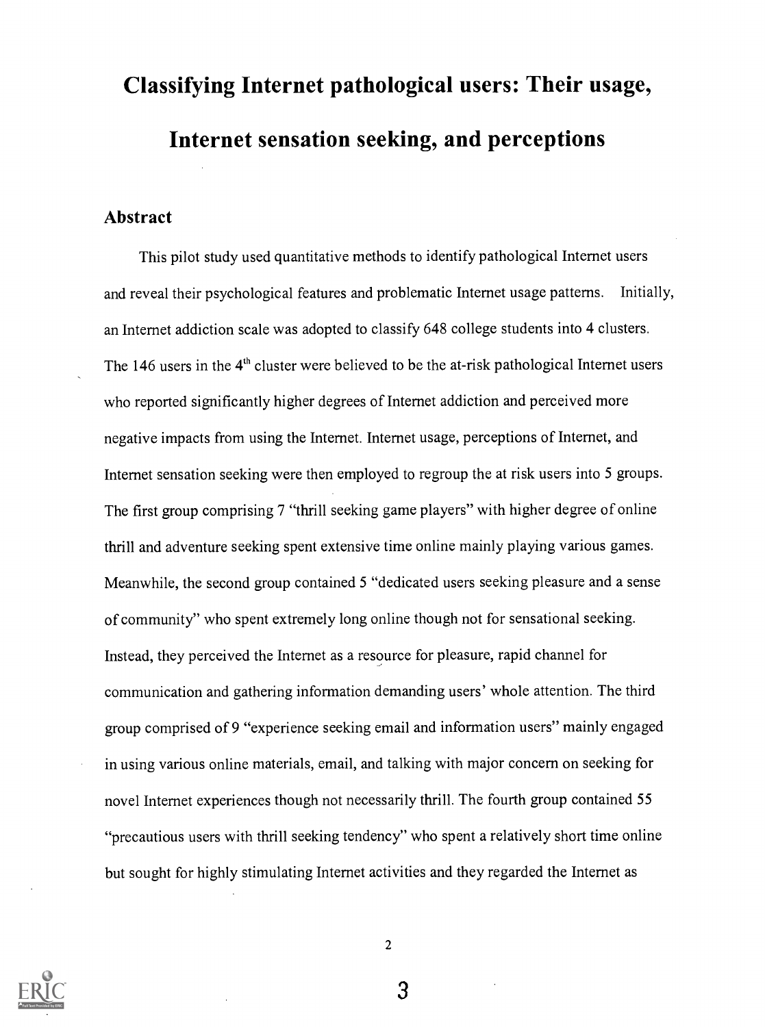# Classifying Internet pathological users: Their usage, Internet sensation seeking, and perceptions

## Abstract

This pilot study used quantitative methods to identify pathological Internet users and reveal their psychological features and problematic Internet usage patterns. Initially, an Internet addiction scale was adopted to classify 648 college students into 4 clusters. The 146 users in the 4th cluster were believed to be the at-risk pathological Internet users who reported significantly higher degrees of Internet addiction and perceived more negative impacts from using the Internet. Internet usage, perceptions of Internet, and Internet sensation seeking were then employed to regroup the at risk users into 5 groups. The first group comprising 7 "thrill seeking game players" with higher degree of online thrill and adventure seeking spent extensive time online mainly playing various games. Meanwhile, the second group contained 5 "dedicated users seeking pleasure and a sense of community" who spent extremely long online though not for sensational seeking. Instead, they perceived the Internet as a resource for pleasure, rapid channel for communication and gathering information demanding users' whole attention. The third group comprised of 9 "experience seeking email and information users" mainly engaged in using various online materials, email, and talking with major concern on seeking for novel Internet experiences though not necessarily thrill. The fourth group contained 55 "precautious users with thrill seeking tendency" who spent a relatively short time online but sought for highly stimulating Internet activities and they regarded the Internet as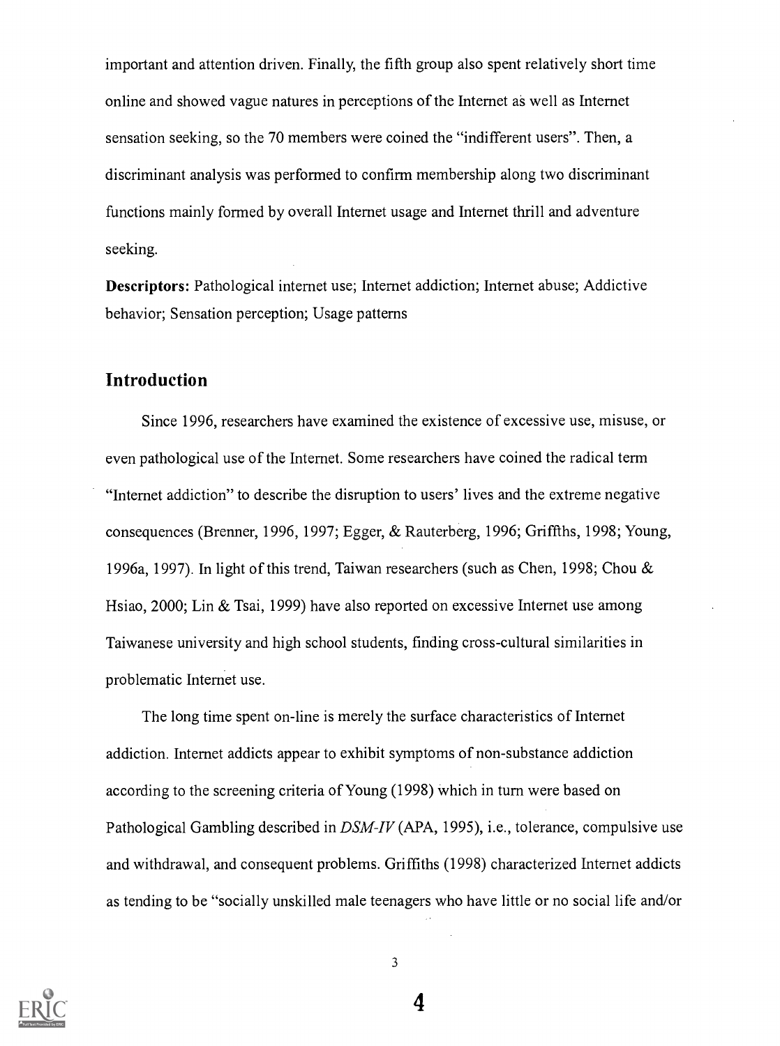important and attention driven. Finally, the fifth group also spent relatively short time online and showed vague natures in perceptions of the Internet as well as Internet sensation seeking, so the 70 members were coined the "indifferent users". Then, a discriminant analysis was performed to confirm membership along two discriminant functions mainly formed by overall Internet usage and Internet thrill and adventure seeking.

**Descriptors:** Pathological internet use; Internet addiction; Internet abuse; Addictive behavior; Sensation perception; Usage patterns

## Introduction

Since 1996, researchers have examined the existence of excessive use, misuse, or even pathological use of the Internet. Some researchers have coined the radical term "Internet addiction" to describe the disruption to users' lives and the extreme negative consequences (Brenner, 1996, 1997; Egger, & Rauterberg, 1996; Griffths, 1998; Young, 1996a, 1997). In light of this trend, Taiwan researchers (such as Chen, 1998; Chou & Hsiao, 2000; Lin & Tsai, 1999) have also reported on excessive Internet use among Taiwanese university and high school students, finding cross-cultural similarities in problematic Internet use.

The long time spent on-line is merely the surface characteristics of Internet addiction. Internet addicts appear to exhibit symptoms of non-substance addiction according to the screening criteria of Young (1998) which in turn were based on Pathological Gambling described in *DSM-IV* (APA, 1995), i.e., tolerance, compulsive use and withdrawal, and consequent problems. Griffiths (1998) characterized Internet addicts as tending to be "socially unskilled male teenagers who have little or no social life and/or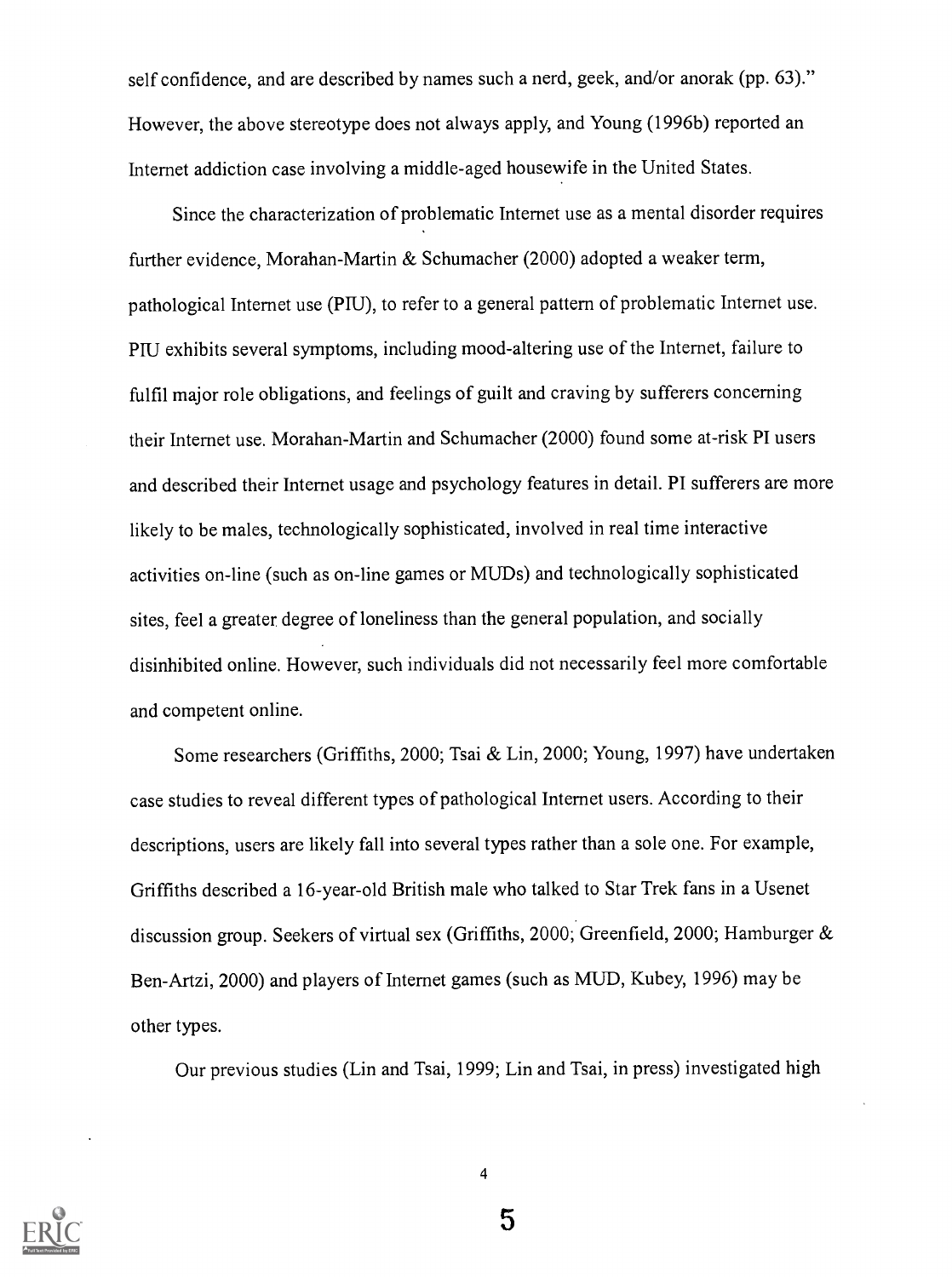self confidence, and are described by names such a nerd, geek, and/or anorak (pp. 63)." However, the above stereotype does not always apply, and Young (1996b) reported an Internet addiction case involving a middle-aged housewife in the United States.

Since the characterization of problematic Internet use as a mental disorder requires further evidence, Morahan-Martin & Schumacher (2000) adopted a weaker term, pathological Internet use (PIU), to refer to a general pattern of problematic Internet use. PIU exhibits several symptoms, including mood-altering use of the Internet, failure to fulfil major role obligations, and feelings of guilt and craving by sufferers concerning their Internet use. Morahan-Martin and Schumacher (2000) found some at-risk PI users and described their Internet usage and psychology features in detail. PI sufferers are more likely to be males, technologically sophisticated, involved in real time interactive activities on-line (such as on-line games or MUDs) and technologically sophisticated sites, feel a greater degree of loneliness than the general population, and socially disinhibited online. However, such individuals did not necessarily feel more comfortable and competent online.

Some researchers (Griffiths, 2000; Tsai & Lin, 2000; Young, 1997) have undertaken case studies to reveal different types of pathological Internet users. According to their descriptions, users are likely fall into several types rather than a sole one. For example, Griffiths described a 16-year-old British male who talked to Star Trek fans in a Usenet discussion group. Seekers of virtual sex (Griffiths, 2000; Greenfield, 2000; Hamburger & Ben-Artzi, 2000) and players of Internet games (such as MUD, Kubey, 1996) may be other types.

Our previous studies (Lin and Tsai, 1999; Lin and Tsai, in press) investigated high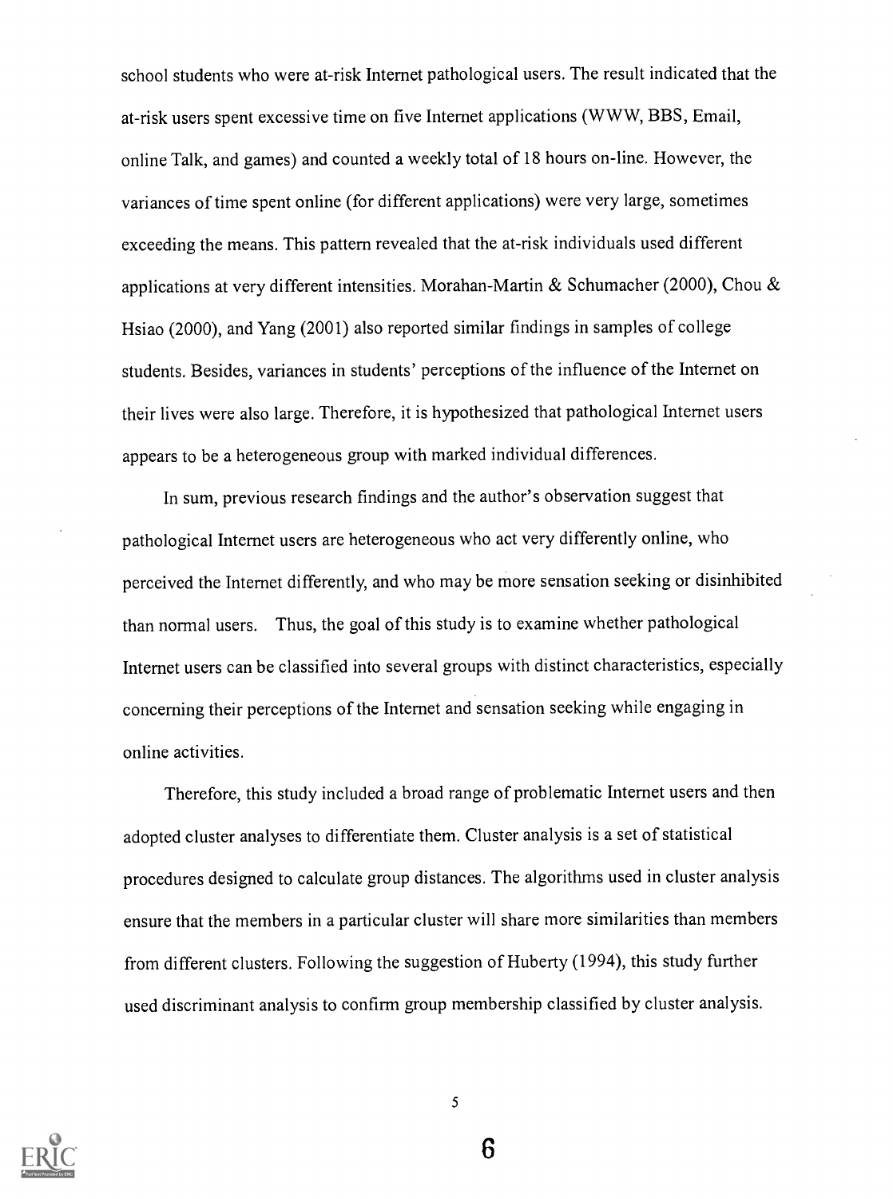school students who were at-risk Internet pathological users. The result indicated that the at-risk users spent excessive time on five Internet applications (WWW, BBS, Email, online Talk, and games) and counted a weekly total of 18 hours on-line. However, the variances of time spent online (for different applications) were very large, sometimes exceeding the means. This pattern revealed that the at-risk individuals used different applications at very different intensities. Morahan-Martin & Schumacher (2000), Chou & Hsiao (2000), and Yang (2001) also reported similar findings in samples of college students. Besides, variances in students' perceptions of the influence of the Internet on their lives were also large. Therefore, it is hypothesized that pathological Internet users appears to be a heterogeneous group with marked individual differences.

In sum, previous research findings and the author's observation suggest that pathological Internet users are heterogeneous who act very differently online, who perceived the Internet differently, and who may be more sensation seeking or disinhibited than normal users. Thus, the goal of this study is to examine whether pathological Internet users can be classified into several groups with distinct characteristics, especially concerning their perceptions of the Internet and sensation seeking while engaging in online activities.

Therefore, this study included a broad range of problematic Internet users and then adopted cluster analyses to differentiate them. Cluster analysis is a set of statistical procedures designed to calculate group distances. The algorithms used in cluster analysis ensure that the members in a particular cluster will share more similarities than members from different clusters. Following the suggestion of Huberty (1994), this study further used discriminant analysis to confirm group membership classified by cluster analysis.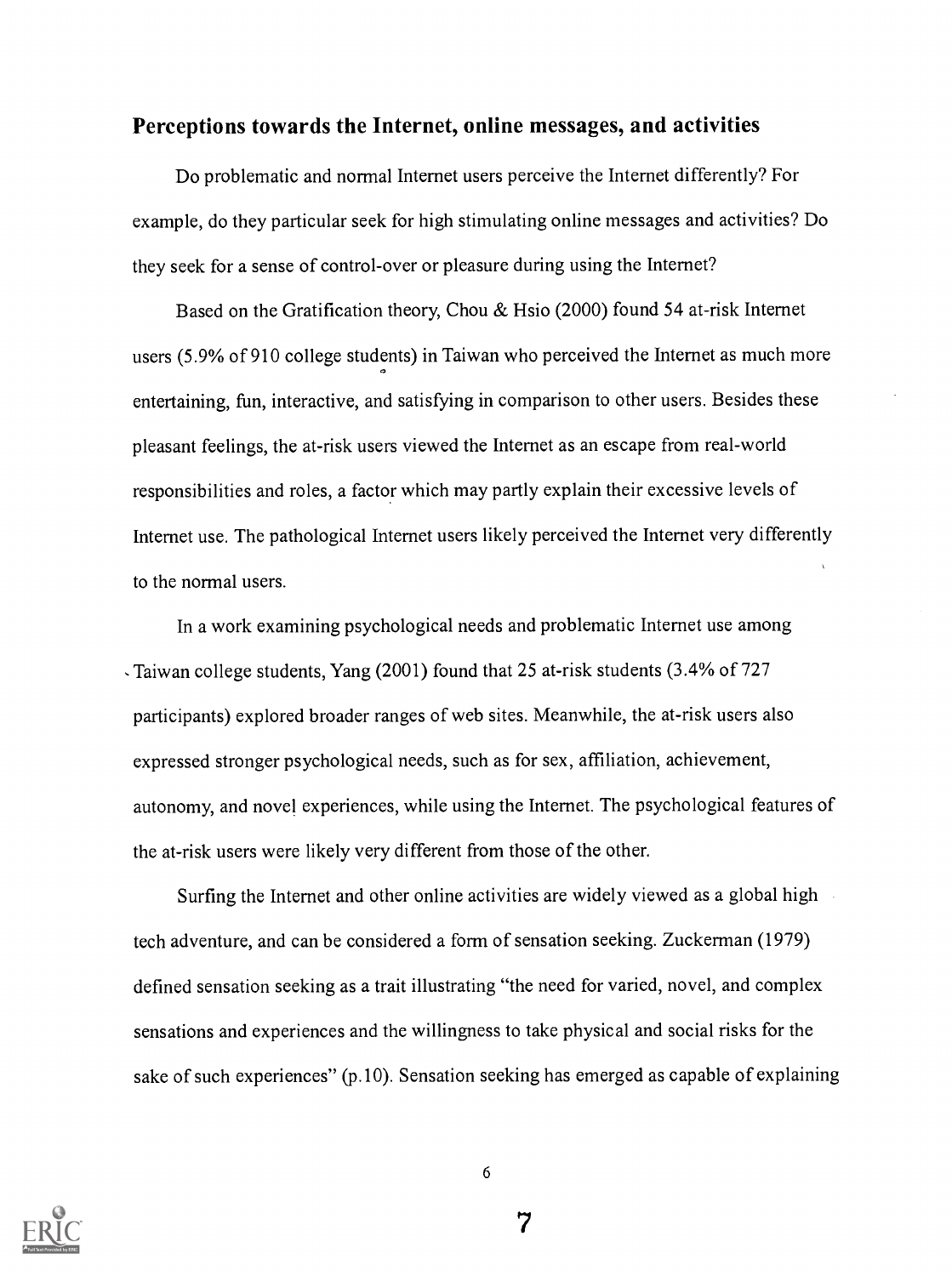## Perceptions towards the Internet, online messages, and activities

Do problematic and normal Internet users perceive the Internet differently? For example, do they particular seek for high stimulating online messages and activities? Do they seek for a sense of control-over or pleasure during using the Internet?

Based on the Gratification theory, Chou & Hsio (2000) found 54 at-risk Internet users (5.9% of 910 college students) in Taiwan who perceived the Internet as much more entertaining, fun, interactive, and satisfying in comparison to other users. Besides these pleasant feelings, the at-risk users viewed the Internet as an escape from real-world responsibilities and roles, a factor which may partly explain their excessive levels of Internet use. The pathological Internet users likely perceived the Internet very differently to the normal users.

In a work examining psychological needs and problematic Internet use among Taiwan college students, Yang (2001) found that 25 at-risk students (3.4% of 727 participants) explored broader ranges of web sites. Meanwhile, the at-risk users also expressed stronger psychological needs, such as for sex, affiliation, achievement, autonomy, and novel experiences, while using the Internet. The psychological features of the at-risk users were likely very different from those of the other.

Surfing the Internet and other online activities are widely viewed as a global high tech adventure, and can be considered a form of sensation seeking. Zuckerman (1979) defined sensation seeking as a trait illustrating "the need for varied, novel, and complex sensations and experiences and the willingness to take physical and social risks for the sake of such experiences" (p.10). Sensation seeking has emerged as capable of explaining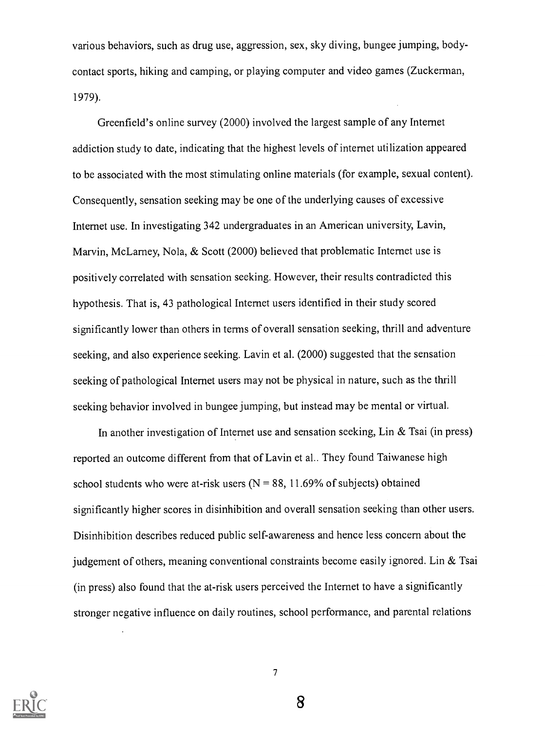various behaviors, such as drug use, aggression, sex, sky diving, bungee jumping, body-contact sports, hiking and camping, or playing computer and video games (Zuckerman, 1979).

Greenfield's online survey (2000) involved the largest sample of any Internet addiction study to date, indicating that the highest levels of internet utilization appeared to be associated with the most stimulating online materials (for example, sexual content). Consequently, sensation seeking may be one of the underlying causes of excessive Internet use. In investigating 342 undergraduates in an American university, Lavin, Marvin, McLarney, Nola, & Scott (2000) believed that problematic Internet use is positively correlated with sensation seeking. However, their results contradicted this hypothesis. That is, 43 pathological Internet users identified in their study scored significantly lower than others in terms of overall sensation seeking, thrill and adventure seeking, and also experience seeking. Lavin et al. (2000) suggested that the sensation seeking of pathological Internet users may not be physical in nature, such as the thrill seeking behavior involved in bungee jumping, but instead may be mental or virtual.

In another investigation of Internet use and sensation seeking, Lin & Tsai (in press) reported an outcome different from that of Lavin et al.. They found Taiwanese high school students who were at-risk users (N = 88, 11.69% of subjects) obtained significantly higher scores in disinhibition and overall sensation seeking than other users. Disinhibition describes reduced public self-awareness and hence less concern about the judgement of others, meaning conventional constraints become easily ignored. Lin & Tsai (in press) also found that the at-risk users perceived the Internet to have a significantly stronger negative influence on daily routines, school performance, and parental relations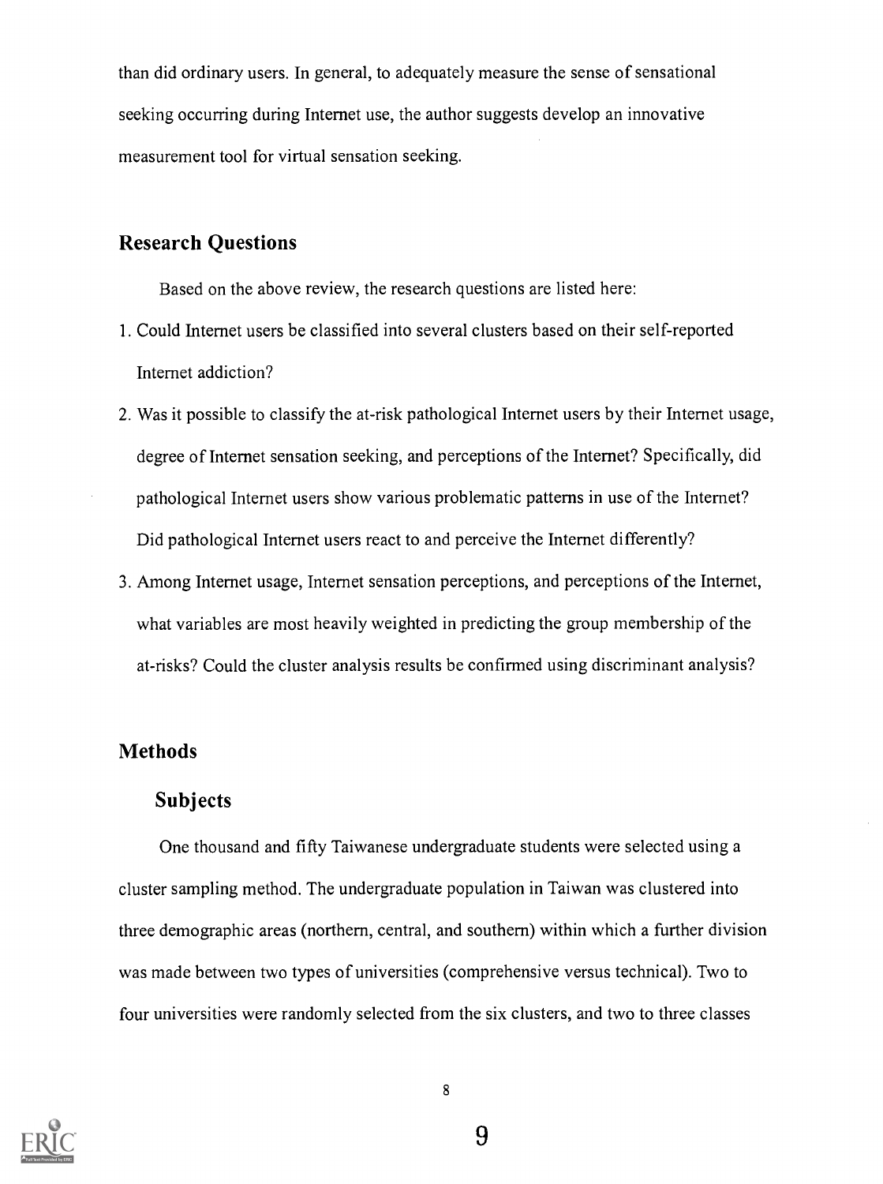than did ordinary users. In general, to adequately measure the sense of sensational seeking occurring during Internet use, the author suggests develop an innovative measurement tool for virtual sensation seeking.

## Research Questions

Based on the above review, the research questions are listed here:

1. Could Internet users be classified into several clusters based on their self-reported Internet addiction?
2. Was it possible to classify the at-risk pathological Internet users by their Internet usage, degree of Internet sensation seeking, and perceptions of the Internet? Specifically, did pathological Internet users show various problematic patterns in use of the Internet? Did pathological Internet users react to and perceive the Internet differently?
3. Among Internet usage, Internet sensation perceptions, and perceptions of the Internet, what variables are most heavily weighted in predicting the group membership of the at-risks? Could the cluster analysis results be confirmed using discriminant analysis?

## Methods

### Subjects

One thousand and fifty Taiwanese undergraduate students were selected using a cluster sampling method. The undergraduate population in Taiwan was clustered into three demographic areas (northern, central, and southern) within which a further division was made between two types of universities (comprehensive versus technical). Two to four universities were randomly selected from the six clusters, and two to three classes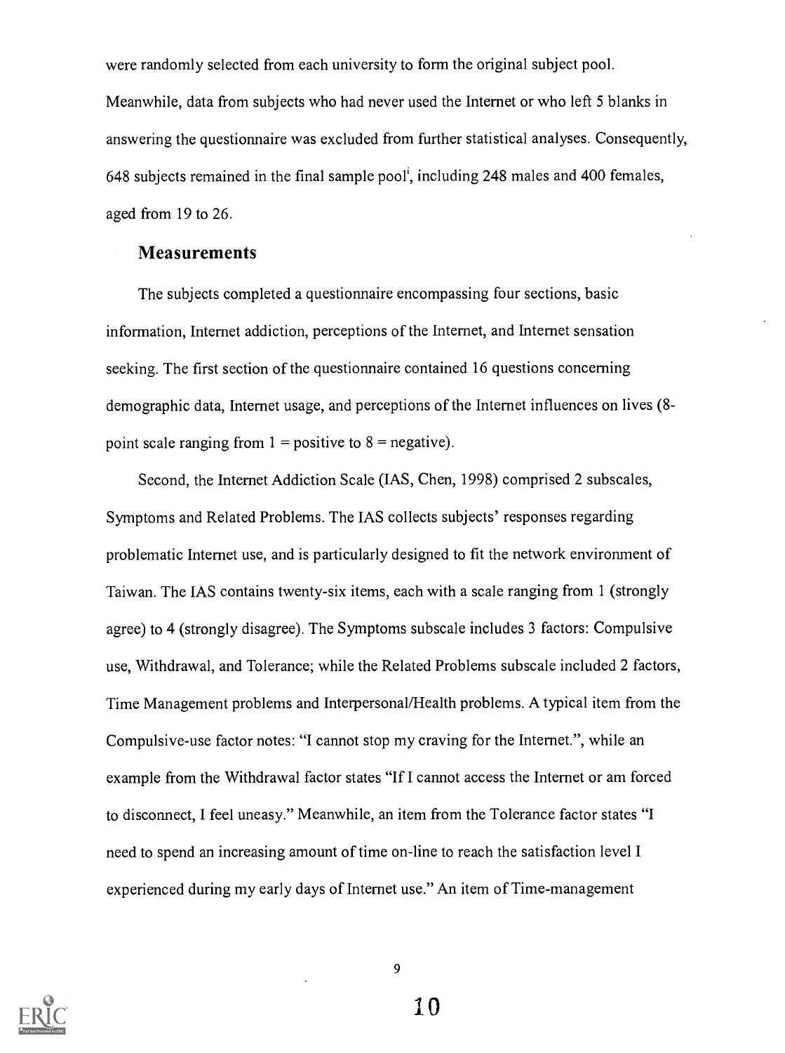were randomly selected from each university to form the original subject pool. Meanwhile, data from subjects who had never used the Internet or who left 5 blanks in answering the questionnaire was excluded from further statistical analyses. Consequently, 648 subjects remained in the final sample pool[i], including 248 males and 400 females, aged from 19 to 26.

## Measurements

The subjects completed a questionnaire encompassing four sections, basic information, Internet addiction, perceptions of the Internet, and Internet sensation seeking. The first section of the questionnaire contained 16 questions concerning demographic data, Internet usage, and perceptions of the Internet influences on lives (8-point scale ranging from 1 = positive to 8 = negative).

Second, the Internet Addiction Scale (IAS, Chen, 1998) comprised 2 subscales, Symptoms and Related Problems. The IAS collects subjects' responses regarding problematic Internet use, and is particularly designed to fit the network environment of Taiwan. The IAS contains twenty-six items, each with a scale ranging from 1 (strongly agree) to 4 (strongly disagree). The Symptoms subscale includes 3 factors: Compulsive use, Withdrawal, and Tolerance; while the Related Problems subscale included 2 factors, Time Management problems and Interpersonal/Health problems. A typical item from the Compulsive-use factor notes: "I cannot stop my craving for the Internet.", while an example from the Withdrawal factor states "If I cannot access the Internet or am forced to disconnect, I feel uneasy." Meanwhile, an item from the Tolerance factor states "I need to spend an increasing amount of time on-line to reach the satisfaction level I experienced during my early days of Internet use." An item of Time-management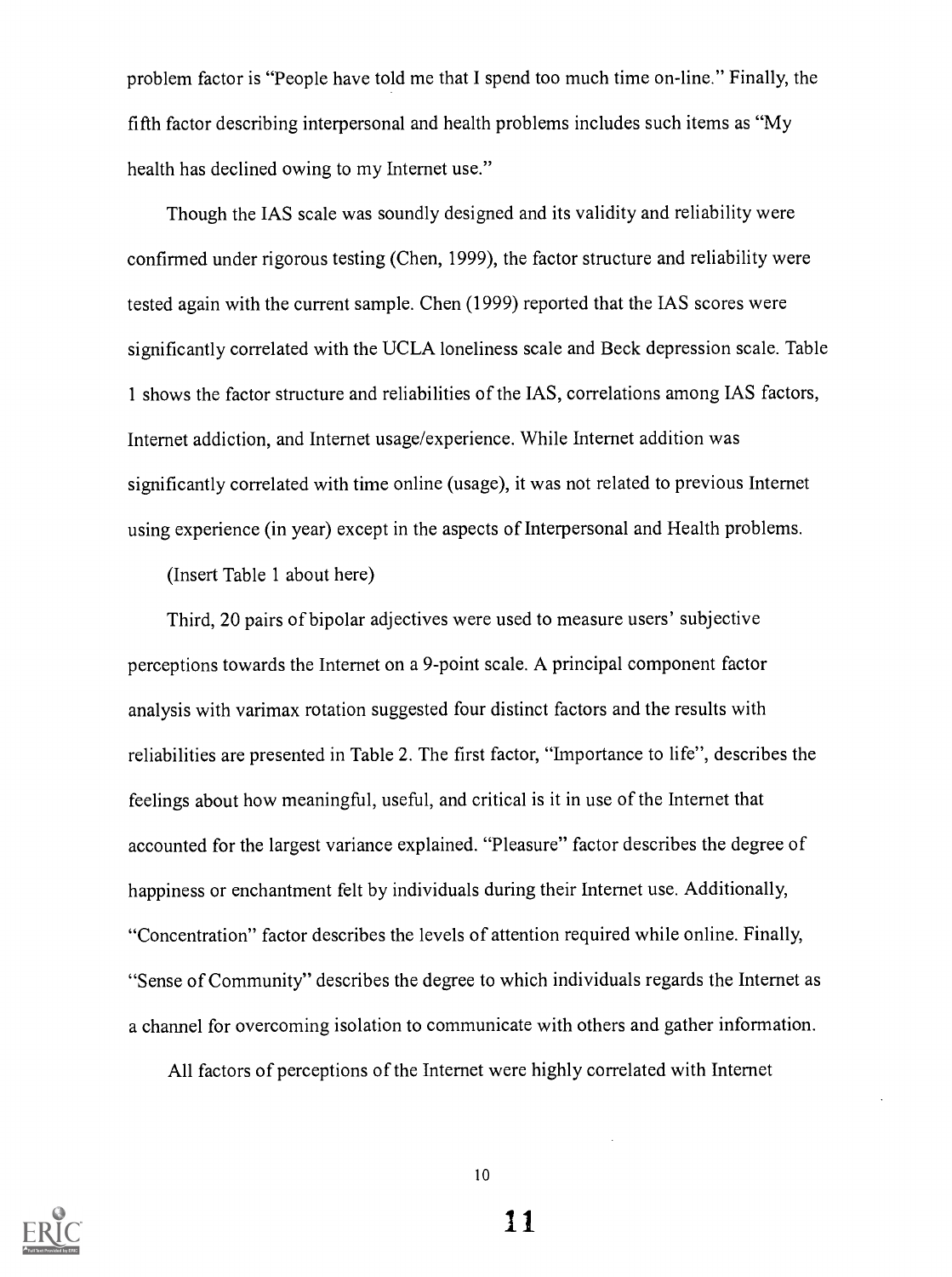problem factor is "People have told me that I spend too much time on-line." Finally, the fifth factor describing interpersonal and health problems includes such items as "My health has declined owing to my Internet use."

Though the IAS scale was soundly designed and its validity and reliability were confirmed under rigorous testing (Chen, 1999), the factor structure and reliability were tested again with the current sample. Chen (1999) reported that the IAS scores were significantly correlated with the UCLA loneliness scale and Beck depression scale. Table 1 shows the factor structure and reliabilities of the IAS, correlations among IAS factors, Internet addiction, and Internet usage/experience. While Internet addition was significantly correlated with time online (usage), it was not related to previous Internet using experience (in year) except in the aspects of Interpersonal and Health problems.

(Insert Table 1 about here)

Third, 20 pairs of bipolar adjectives were used to measure users' subjective perceptions towards the Internet on a 9-point scale. A principal component factor analysis with varimax rotation suggested four distinct factors and the results with reliabilities are presented in Table 2. The first factor, "Importance to life", describes the feelings about how meaningful, useful, and critical is it in use of the Internet that accounted for the largest variance explained. "Pleasure" factor describes the degree of happiness or enchantment felt by individuals during their Internet use. Additionally, "Concentration" factor describes the levels of attention required while online. Finally, "Sense of Community" describes the degree to which individuals regards the Internet as a channel for overcoming isolation to communicate with others and gather information.

All factors of perceptions of the Internet were highly correlated with Internet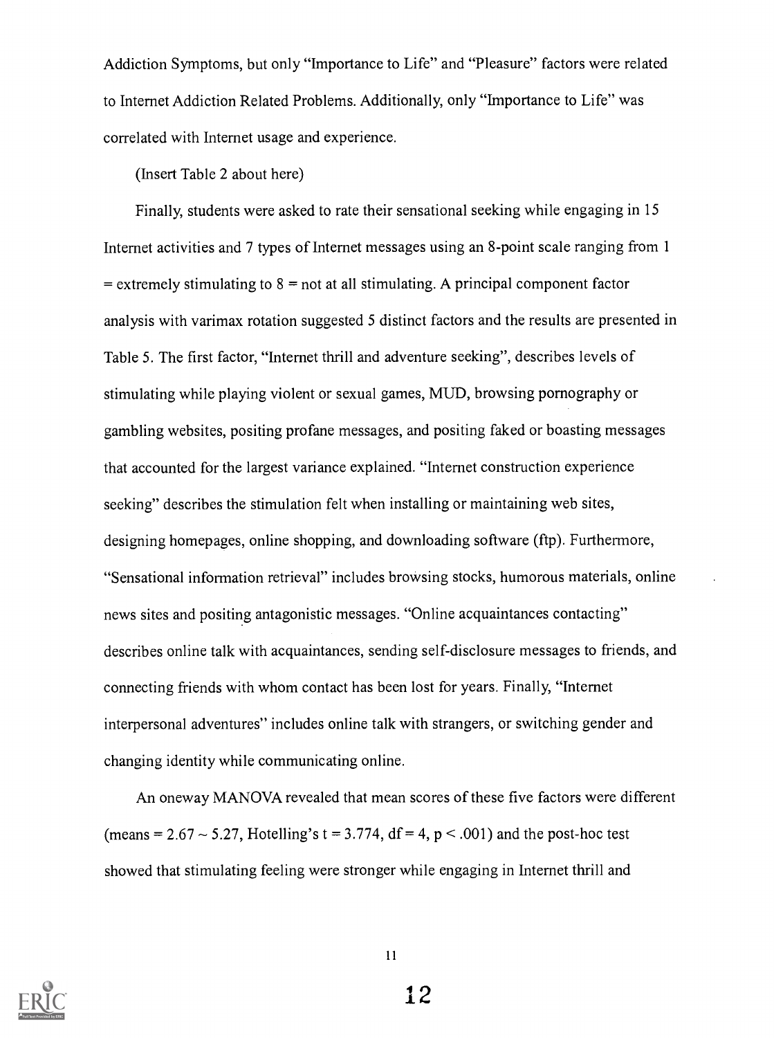Addiction Symptoms, but only "Importance to Life" and "Pleasure" factors were related to Internet Addiction Related Problems. Additionally, only "Importance to Life" was correlated with Internet usage and experience.

(Insert Table 2 about here)

Finally, students were asked to rate their sensational seeking while engaging in 15 Internet activities and 7 types of Internet messages using an 8-point scale ranging from 1 = extremely stimulating to 8 = not at all stimulating. A principal component factor analysis with varimax rotation suggested 5 distinct factors and the results are presented in Table 5. The first factor, "Internet thrill and adventure seeking", describes levels of stimulating while playing violent or sexual games, MUD, browsing pornography or gambling websites, positing profane messages, and positing faked or boasting messages that accounted for the largest variance explained. "Internet construction experience seeking" describes the stimulation felt when installing or maintaining web sites, designing homepages, online shopping, and downloading software (ftp). Furthermore, "Sensational information retrieval" includes browsing stocks, humorous materials, online news sites and positing antagonistic messages. "Online acquaintances contacting" describes online talk with acquaintances, sending self-disclosure messages to friends, and connecting friends with whom contact has been lost for years. Finally, "Internet interpersonal adventures" includes online talk with strangers, or switching gender and changing identity while communicating online.

An oneway MANOVA revealed that mean scores of these five factors were different (means = 2.67 ~ 5.27, Hotelling's $t = 3.774$, $df = 4$, $p < .001$) and the post-hoc test showed that stimulating feeling were stronger while engaging in Internet thrill and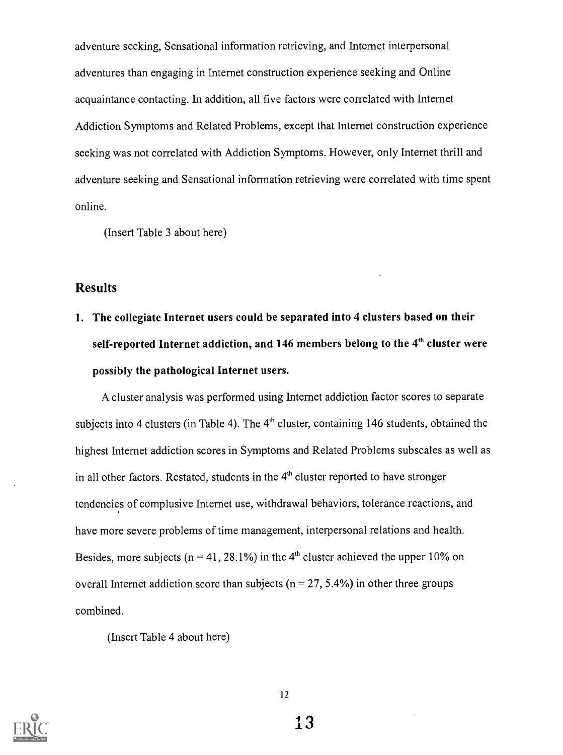adventure seeking, Sensational information retrieving, and Internet interpersonal adventures than engaging in Internet construction experience seeking and Online acquaintance contacting. In addition, all five factors were correlated with Internet Addiction Symptoms and Related Problems, except that Internet construction experience seeking was not correlated with Addiction Symptoms. However, only Internet thrill and adventure seeking and Sensational information retrieving were correlated with time spent online.

(Insert Table 3 about here)

## Results

1. **The collegiate Internet users could be separated into 4 clusters based on their self-reported Internet addiction, and 146 members belong to the 4th cluster were possibly the pathological Internet users.**

A cluster analysis was performed using Internet addiction factor scores to separate subjects into 4 clusters (in Table 4). The 4th cluster, containing 146 students, obtained the highest Internet addiction scores in Symptoms and Related Problems subscales as well as in all other factors. Restated, students in the 4th cluster reported to have stronger tendencies of complusive Internet use, withdrawal behaviors, tolerance reactions, and have more severe problems of time management, interpersonal relations and health. Besides, more subjects (n = 41, 28.1%) in the 4th cluster achieved the upper 10% on overall Internet addiction score than subjects (n = 27, 5.4%) in other three groups combined.

(Insert Table 4 about here)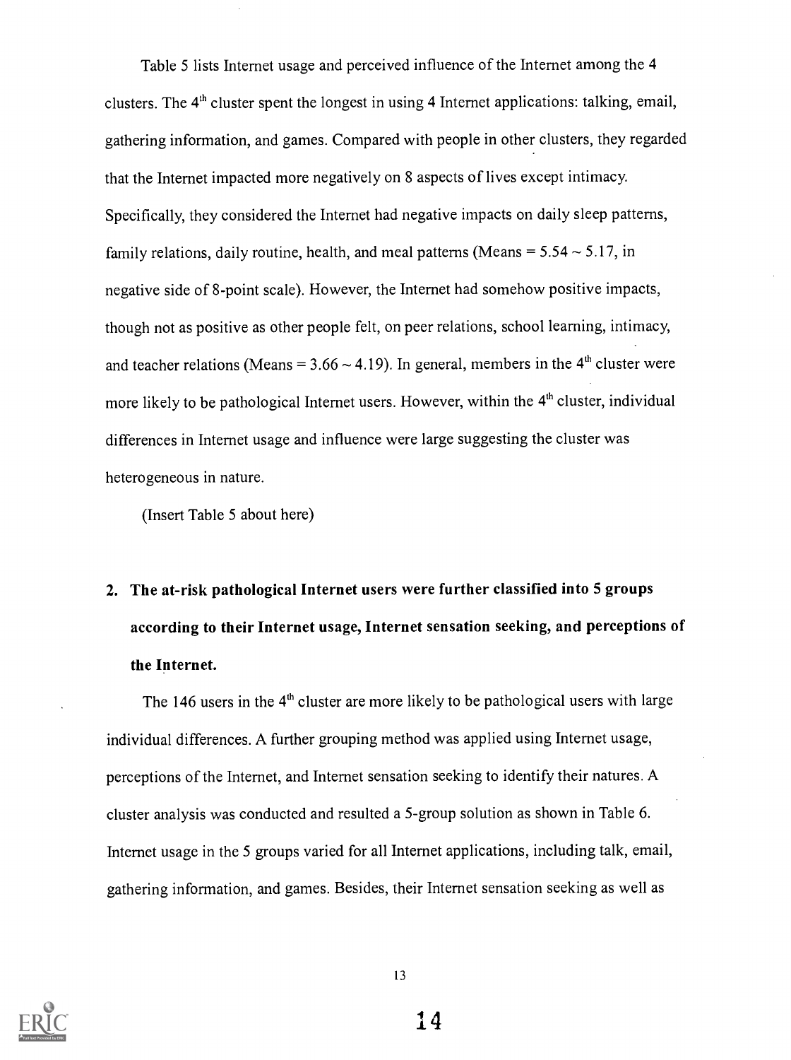Table 5 lists Internet usage and perceived influence of the Internet among the 4 clusters. The 4th cluster spent the longest in using 4 Internet applications: talking, email, gathering information, and games. Compared with people in other clusters, they regarded that the Internet impacted more negatively on 8 aspects of lives except intimacy. Specifically, they considered the Internet had negative impacts on daily sleep patterns, family relations, daily routine, health, and meal patterns (Means = 5.54 ~ 5.17, in negative side of 8-point scale). However, the Internet had somehow positive impacts, though not as positive as other people felt, on peer relations, school learning, intimacy, and teacher relations (Means = 3.66 ~ 4.19). In general, members in the 4th cluster were more likely to be pathological Internet users. However, within the 4th cluster, individual differences in Internet usage and influence were large suggesting the cluster was heterogeneous in nature.

(Insert Table 5 about here)

## 2. The at-risk pathological Internet users were further classified into 5 groups according to their Internet usage, Internet sensation seeking, and perceptions of the Internet.

The 146 users in the 4th cluster are more likely to be pathological users with large individual differences. A further grouping method was applied using Internet usage, perceptions of the Internet, and Internet sensation seeking to identify their natures. A cluster analysis was conducted and resulted a 5-group solution as shown in Table 6. Internet usage in the 5 groups varied for all Internet applications, including talk, email, gathering information, and games. Besides, their Internet sensation seeking as well as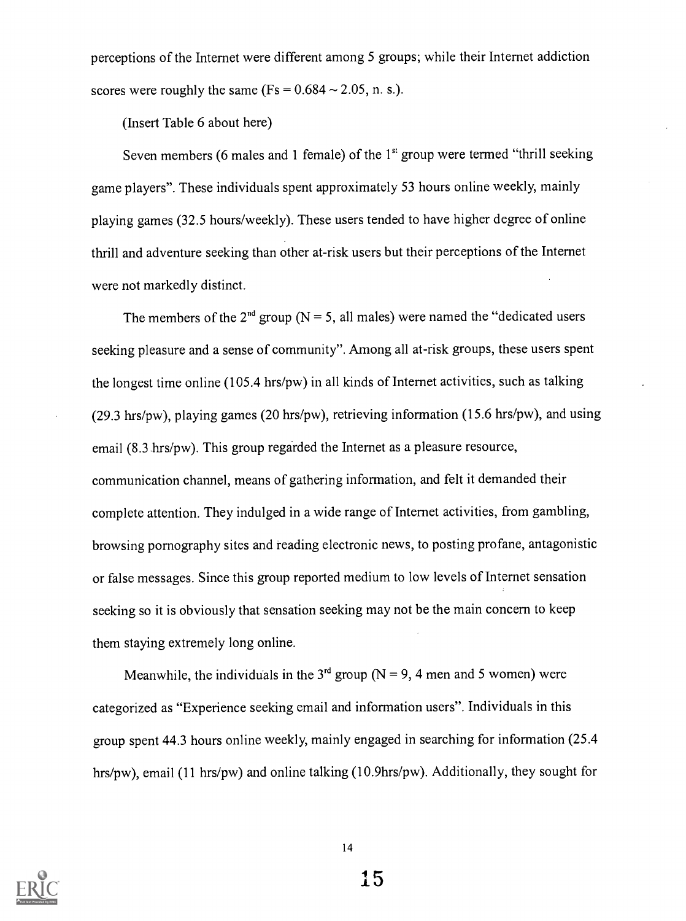perceptions of the Internet were different among 5 groups; while their Internet addiction scores were roughly the same ($Fs = 0.684 \sim 2.05$, n. s.).

(Insert Table 6 about here)

Seven members (6 males and 1 female) of the 1st group were termed "thrill seeking game players". These individuals spent approximately 53 hours online weekly, mainly playing games (32.5 hours/weekly). These users tended to have higher degree of online thrill and adventure seeking than other at-risk users but their perceptions of the Internet were not markedly distinct.

The members of the 2nd group ($N = 5$, all males) were named the "dedicated users seeking pleasure and a sense of community". Among all at-risk groups, these users spent the longest time online (105.4 hrs/pw) in all kinds of Internet activities, such as talking (29.3 hrs/pw), playing games (20 hrs/pw), retrieving information (15.6 hrs/pw), and using email (8.3 hrs/pw). This group regarded the Internet as a pleasure resource, communication channel, means of gathering information, and felt it demanded their complete attention. They indulged in a wide range of Internet activities, from gambling, browsing pornography sites and reading electronic news, to posting profane, antagonistic or false messages. Since this group reported medium to low levels of Internet sensation seeking so it is obviously that sensation seeking may not be the main concern to keep them staying extremely long online.

Meanwhile, the individuals in the 3rd group ($N = 9$, 4 men and 5 women) were categorized as "Experience seeking email and information users". Individuals in this group spent 44.3 hours online weekly, mainly engaged in searching for information (25.4 hrs/pw), email (11 hrs/pw) and online talking (10.9hrs/pw). Additionally, they sought for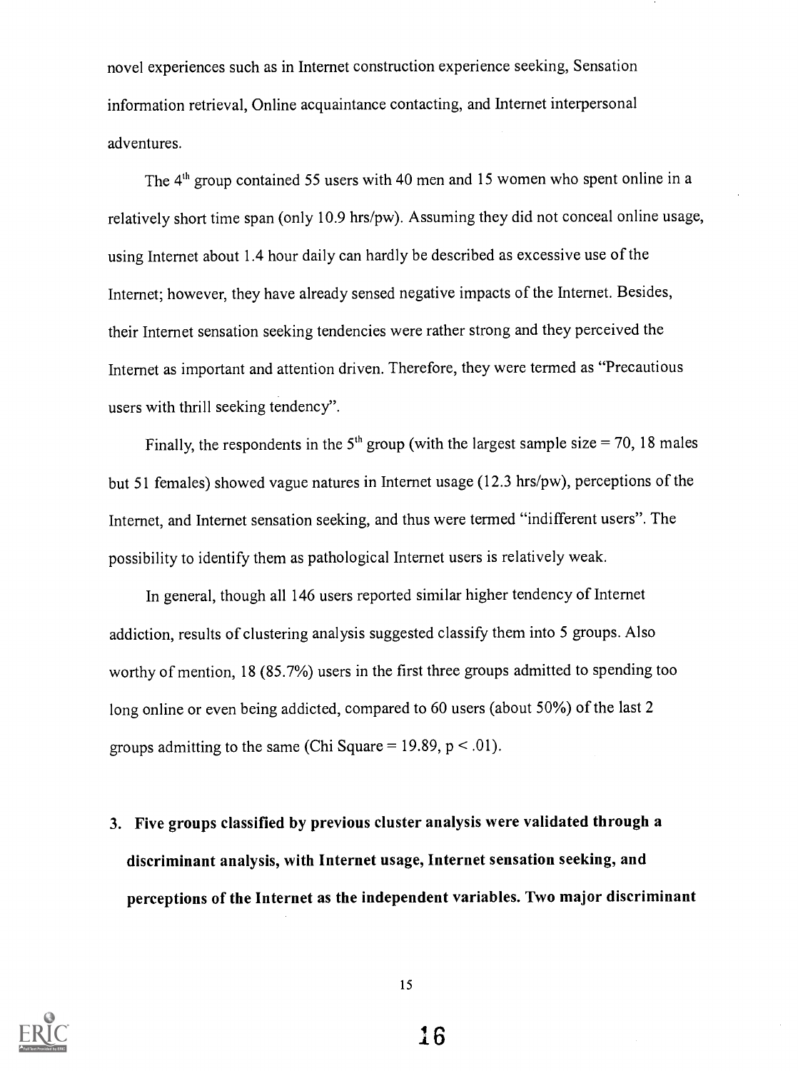novel experiences such as in Internet construction experience seeking, Sensation information retrieval, Online acquaintance contacting, and Internet interpersonal adventures.

The 4th group contained 55 users with 40 men and 15 women who spent online in a relatively short time span (only 10.9 hrs/pw). Assuming they did not conceal online usage, using Internet about 1.4 hour daily can hardly be described as excessive use of the Internet; however, they have already sensed negative impacts of the Internet. Besides, their Internet sensation seeking tendencies were rather strong and they perceived the Internet as important and attention driven. Therefore, they were termed as "Precautious users with thrill seeking tendency".

Finally, the respondents in the 5th group (with the largest sample size = 70, 18 males but 51 females) showed vague natures in Internet usage (12.3 hrs/pw), perceptions of the Internet, and Internet sensation seeking, and thus were termed "indifferent users". The possibility to identify them as pathological Internet users is relatively weak.

In general, though all 146 users reported similar higher tendency of Internet addiction, results of clustering analysis suggested classify them into 5 groups. Also worthy of mention, 18 (85.7%) users in the first three groups admitted to spending too long online or even being addicted, compared to 60 users (about 50%) of the last 2 groups admitting to the same (Chi Square = 19.89, $p < .01$).

3. **Five groups classified by previous cluster analysis were validated through a discriminant analysis, with Internet usage, Internet sensation seeking, and perceptions of the Internet as the independent variables. Two major discriminant**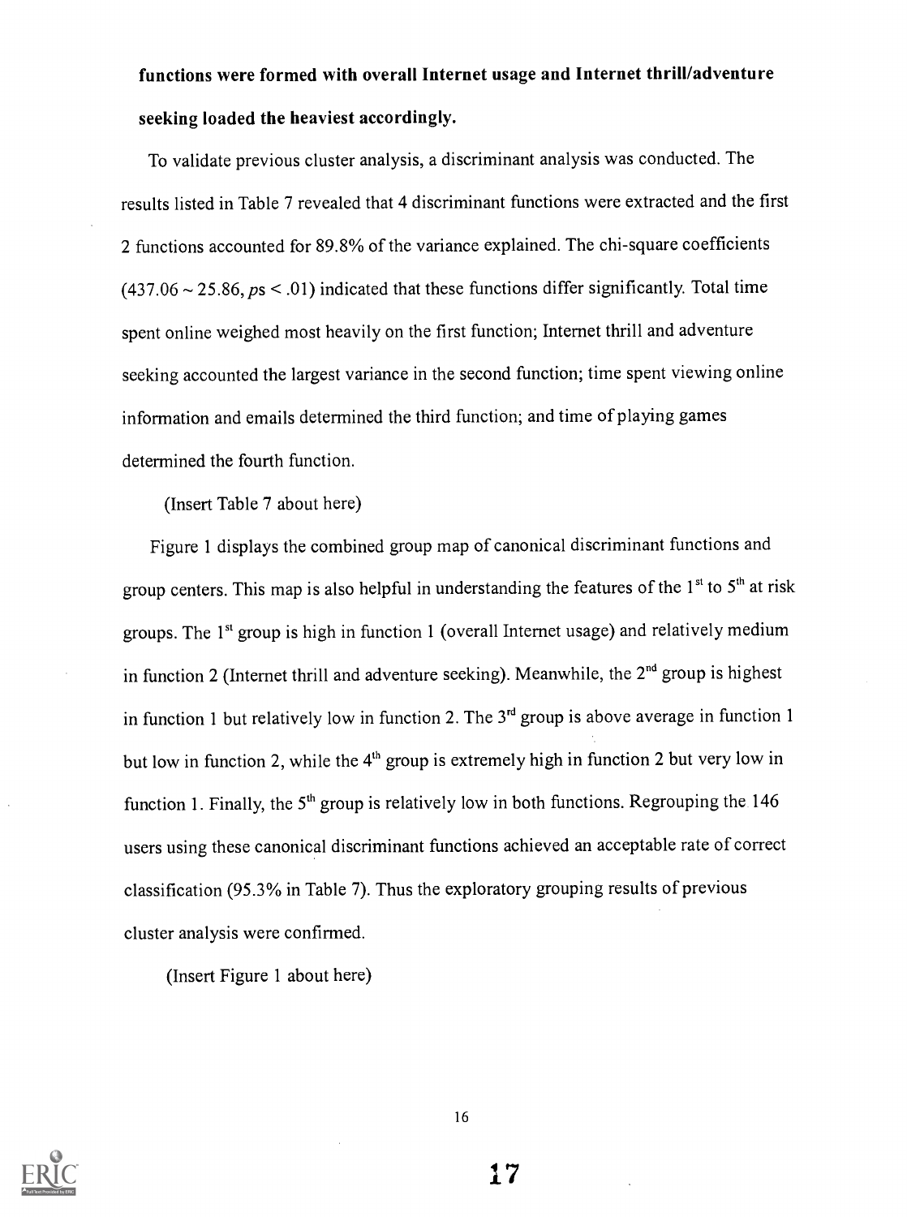**functions were formed with overall Internet usage and Internet thrill/adventure seeking loaded the heaviest accordingly.**

To validate previous cluster analysis, a discriminant analysis was conducted. The results listed in Table 7 revealed that 4 discriminant functions were extracted and the first 2 functions accounted for 89.8% of the variance explained. The chi-square coefficients ($437.06 \sim 25.86$, $ps < .01$) indicated that these functions differ significantly. Total time spent online weighed most heavily on the first function; Internet thrill and adventure seeking accounted the largest variance in the second function; time spent viewing online information and emails determined the third function; and time of playing games determined the fourth function.

(Insert Table 7 about here)

Figure 1 displays the combined group map of canonical discriminant functions and group centers. This map is also helpful in understanding the features of the 1st to 5th at risk groups. The 1st group is high in function 1 (overall Internet usage) and relatively medium in function 2 (Internet thrill and adventure seeking). Meanwhile, the 2nd group is highest in function 1 but relatively low in function 2. The 3rd group is above average in function 1 but low in function 2, while the 4th group is extremely high in function 2 but very low in function 1. Finally, the 5th group is relatively low in both functions. Regrouping the 146 users using these canonical discriminant functions achieved an acceptable rate of correct classification (95.3% in Table 7). Thus the exploratory grouping results of previous cluster analysis were confirmed.

(Insert Figure 1 about here)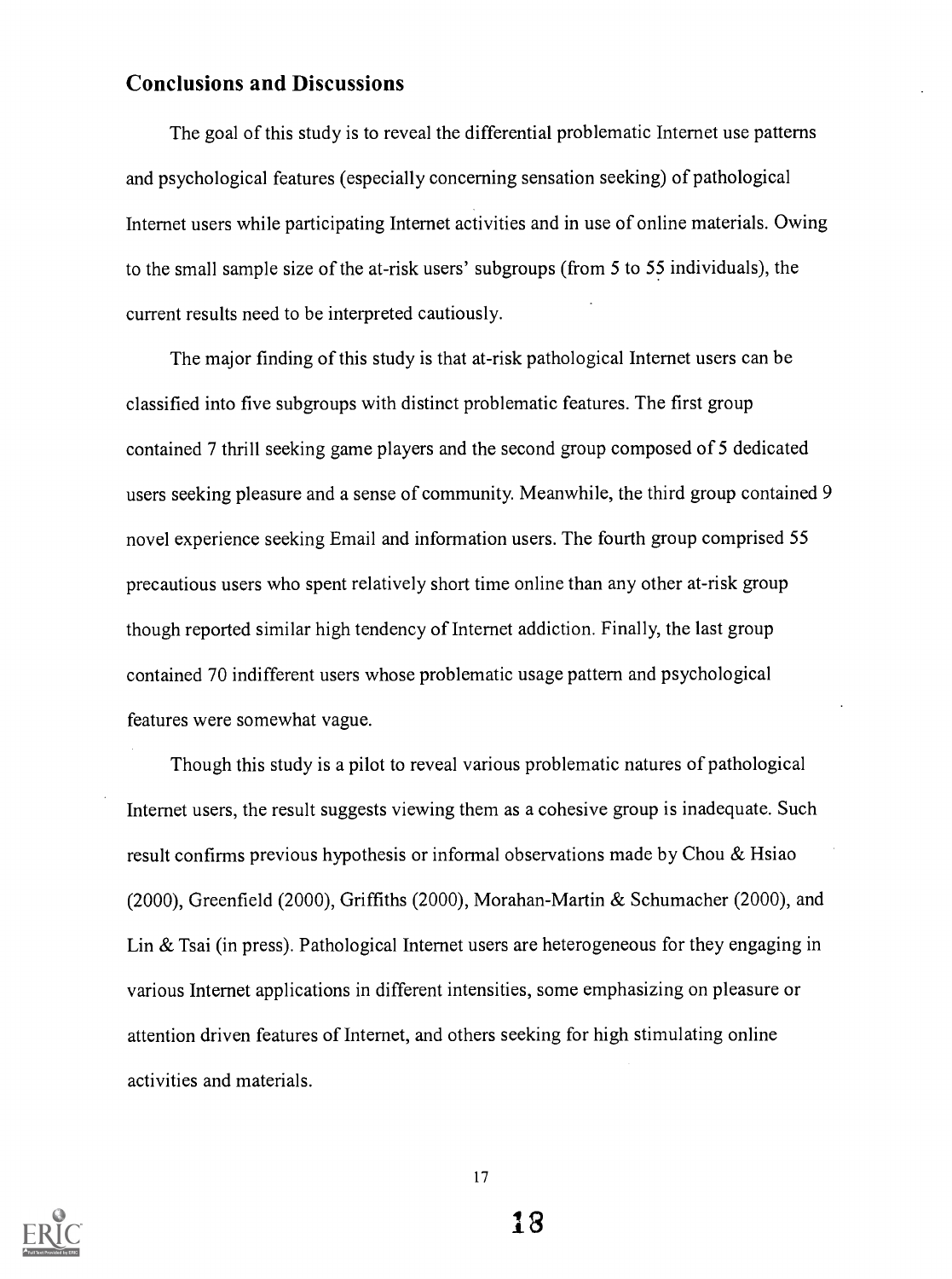## Conclusions and Discussions

The goal of this study is to reveal the differential problematic Internet use patterns and psychological features (especially concerning sensation seeking) of pathological Internet users while participating Internet activities and in use of online materials. Owing to the small sample size of the at-risk users' subgroups (from 5 to 55 individuals), the current results need to be interpreted cautiously.

The major finding of this study is that at-risk pathological Internet users can be classified into five subgroups with distinct problematic features. The first group contained 7 thrill seeking game players and the second group composed of 5 dedicated users seeking pleasure and a sense of community. Meanwhile, the third group contained 9 novel experience seeking Email and information users. The fourth group comprised 55 precautious users who spent relatively short time online than any other at-risk group though reported similar high tendency of Internet addiction. Finally, the last group contained 70 indifferent users whose problematic usage pattern and psychological features were somewhat vague.

Though this study is a pilot to reveal various problematic natures of pathological Internet users, the result suggests viewing them as a cohesive group is inadequate. Such result confirms previous hypothesis or informal observations made by Chou & Hsiao (2000), Greenfield (2000), Griffiths (2000), Morahan-Martin & Schumacher (2000), and Lin & Tsai (in press). Pathological Internet users are heterogeneous for they engaging in various Internet applications in different intensities, some emphasizing on pleasure or attention driven features of Internet, and others seeking for high stimulating online activities and materials.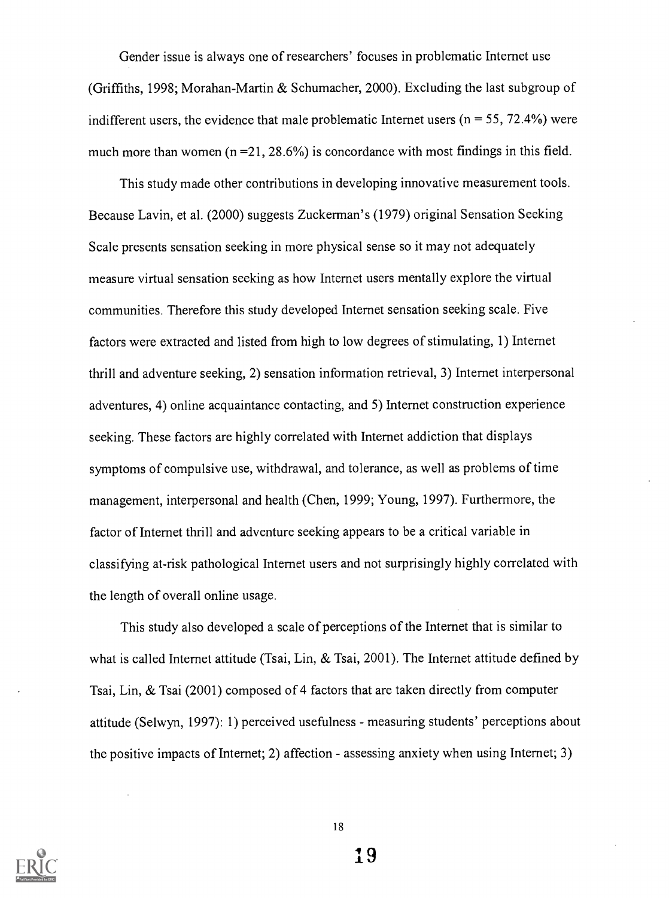Gender issue is always one of researchers' focuses in problematic Internet use (Griffiths, 1998; Morahan-Martin & Schumacher, 2000). Excluding the last subgroup of indifferent users, the evidence that male problematic Internet users (n = 55, 72.4%) were much more than women (n =21, 28.6%) is concordance with most findings in this field.

This study made other contributions in developing innovative measurement tools. Because Lavin, et al. (2000) suggests Zuckerman's (1979) original Sensation Seeking Scale presents sensation seeking in more physical sense so it may not adequately measure virtual sensation seeking as how Internet users mentally explore the virtual communities. Therefore this study developed Internet sensation seeking scale. Five factors were extracted and listed from high to low degrees of stimulating, 1) Internet thrill and adventure seeking, 2) sensation information retrieval, 3) Internet interpersonal adventures, 4) online acquaintance contacting, and 5) Internet construction experience seeking. These factors are highly correlated with Internet addiction that displays symptoms of compulsive use, withdrawal, and tolerance, as well as problems of time management, interpersonal and health (Chen, 1999; Young, 1997). Furthermore, the factor of Internet thrill and adventure seeking appears to be a critical variable in classifying at-risk pathological Internet users and not surprisingly highly correlated with the length of overall online usage.

This study also developed a scale of perceptions of the Internet that is similar to what is called Internet attitude (Tsai, Lin, & Tsai, 2001). The Internet attitude defined by Tsai, Lin, & Tsai (2001) composed of 4 factors that are taken directly from computer attitude (Selwyn, 1997): 1) perceived usefulness - measuring students' perceptions about the positive impacts of Internet; 2) affection - assessing anxiety when using Internet; 3)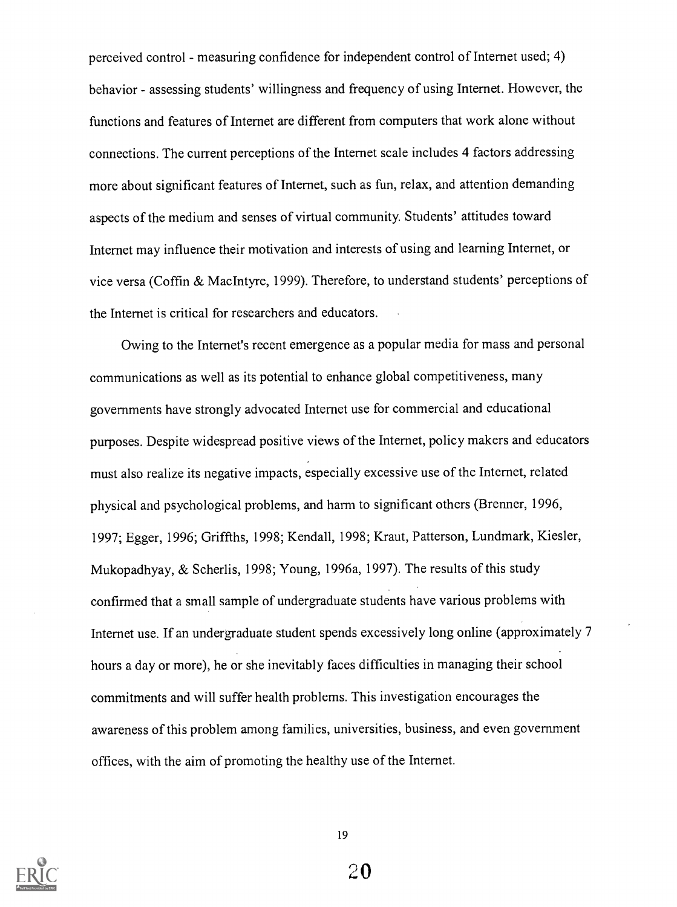perceived control - measuring confidence for independent control of Internet used; 4) behavior - assessing students' willingness and frequency of using Internet. However, the functions and features of Internet are different from computers that work alone without connections. The current perceptions of the Internet scale includes 4 factors addressing more about significant features of Internet, such as fun, relax, and attention demanding aspects of the medium and senses of virtual community. Students' attitudes toward Internet may influence their motivation and interests of using and learning Internet, or vice versa (Coffin & MacIntyre, 1999). Therefore, to understand students' perceptions of the Internet is critical for researchers and educators.

Owing to the Internet's recent emergence as a popular media for mass and personal communications as well as its potential to enhance global competitiveness, many governments have strongly advocated Internet use for commercial and educational purposes. Despite widespread positive views of the Internet, policy makers and educators must also realize its negative impacts, especially excessive use of the Internet, related physical and psychological problems, and harm to significant others (Brenner, 1996, 1997; Egger, 1996; Griffths, 1998; Kendall, 1998; Kraut, Patterson, Lundmark, Kiesler, Mukopadhyay, & Scherlis, 1998; Young, 1996a, 1997). The results of this study confirmed that a small sample of undergraduate students have various problems with Internet use. If an undergraduate student spends excessively long online (approximately 7 hours a day or more), he or she inevitably faces difficulties in managing their school commitments and will suffer health problems. This investigation encourages the awareness of this problem among families, universities, business, and even government offices, with the aim of promoting the healthy use of the Internet.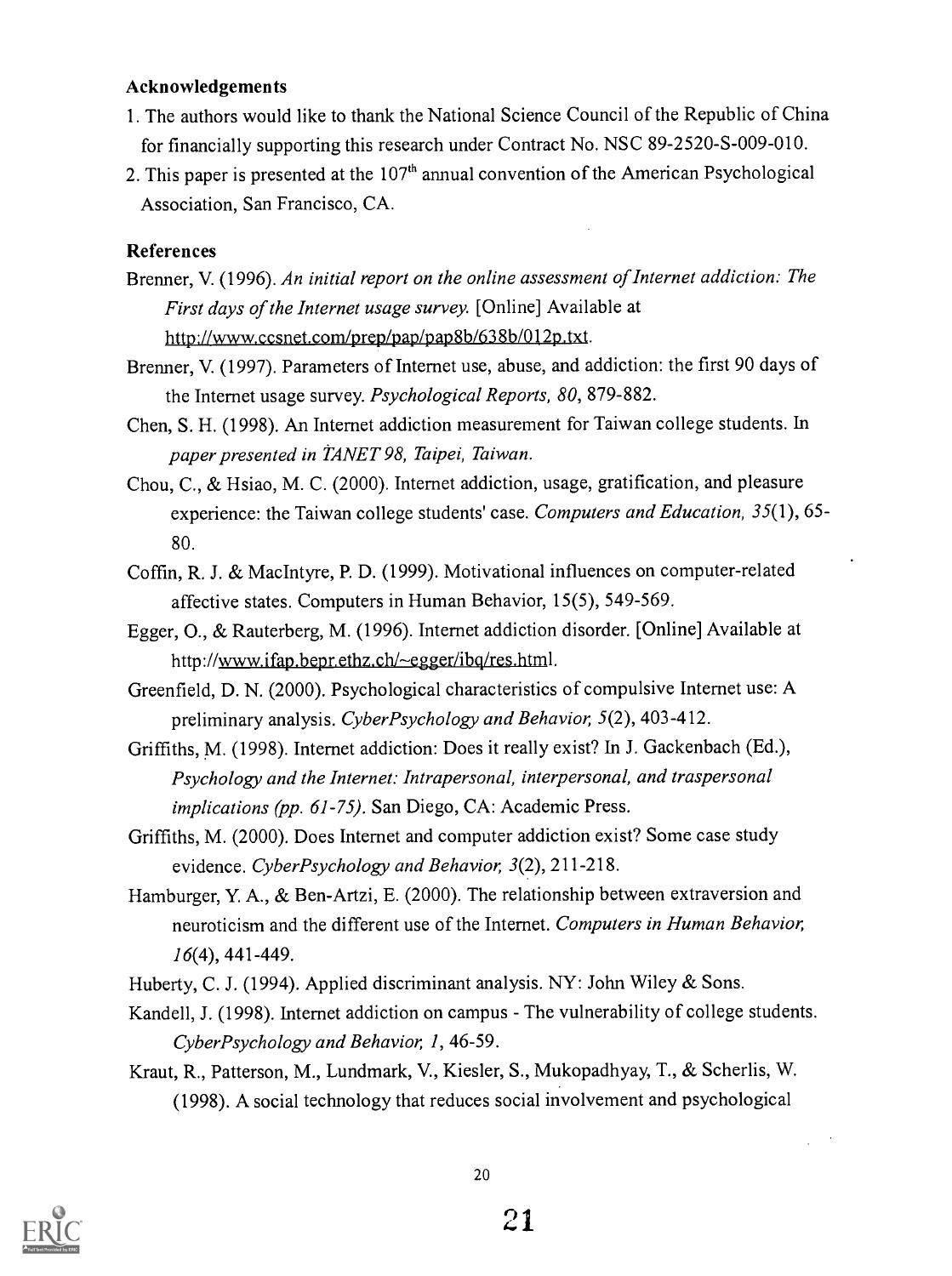## Acknowledgements

1. The authors would like to thank the National Science Council of the Republic of China for financially supporting this research under Contract No. NSC 89-2520-S-009-010.
2. This paper is presented at the 107th annual convention of the American Psychological Association, San Francisco, CA.

## References

Brenner, V. (1996). *An initial report on the online assessment of Internet addiction: The First days of the Internet usage survey.* [Online] Available at http://www.ccsnet.com/prep/pap/pap8b/638b/012p.txt.

Brenner, V. (1997). Parameters of Internet use, abuse, and addiction: the first 90 days of the Internet usage survey. *Psychological Reports, 80*, 879-882.

Chen, S. H. (1998). An Internet addiction measurement for Taiwan college students. In *paper presented in TANET 98, Taipei, Taiwan.*

Chou, C., & Hsiao, M. C. (2000). Internet addiction, usage, gratification, and pleasure experience: the Taiwan college students' case. *Computers and Education, 35*(1), 65-80.

Coffin, R. J. & MacIntyre, P. D. (1999). Motivational influences on computer-related affective states. Computers in Human Behavior, 15(5), 549-569.

Egger, O., & Rauterberg, M. (1996). Internet addiction disorder. [Online] Available at http://www.ifap.bepr.ethz.ch/~egger/ibq/res.html.

Greenfield, D. N. (2000). Psychological characteristics of compulsive Internet use: A preliminary analysis. *CyberPsychology and Behavior, 5*(2), 403-412.

Griffiths, M. (1998). Internet addiction: Does it really exist? In J. Gackenbach (Ed.), *Psychology and the Internet: Intrapersonal, interpersonal, and traspersonal implications (pp. 61-75).* San Diego, CA: Academic Press.

Griffiths, M. (2000). Does Internet and computer addiction exist? Some case study evidence. *CyberPsychology and Behavior, 3*(2), 211-218.

Hamburger, Y. A., & Ben-Artzi, E. (2000). The relationship between extraversion and neuroticism and the different use of the Internet. *Computers in Human Behavior, 16*(4), 441-449.

Huberty, C. J. (1994). Applied discriminant analysis. NY: John Wiley & Sons.

Kandell, J. (1998). Internet addiction on campus - The vulnerability of college students. *CyberPsychology and Behavior, 1*, 46-59.

Kraut, R., Patterson, M., Lundmark, V., Kiesler, S., Mukopadhyay, T., & Scherlis, W. (1998). A social technology that reduces social involvement and psychological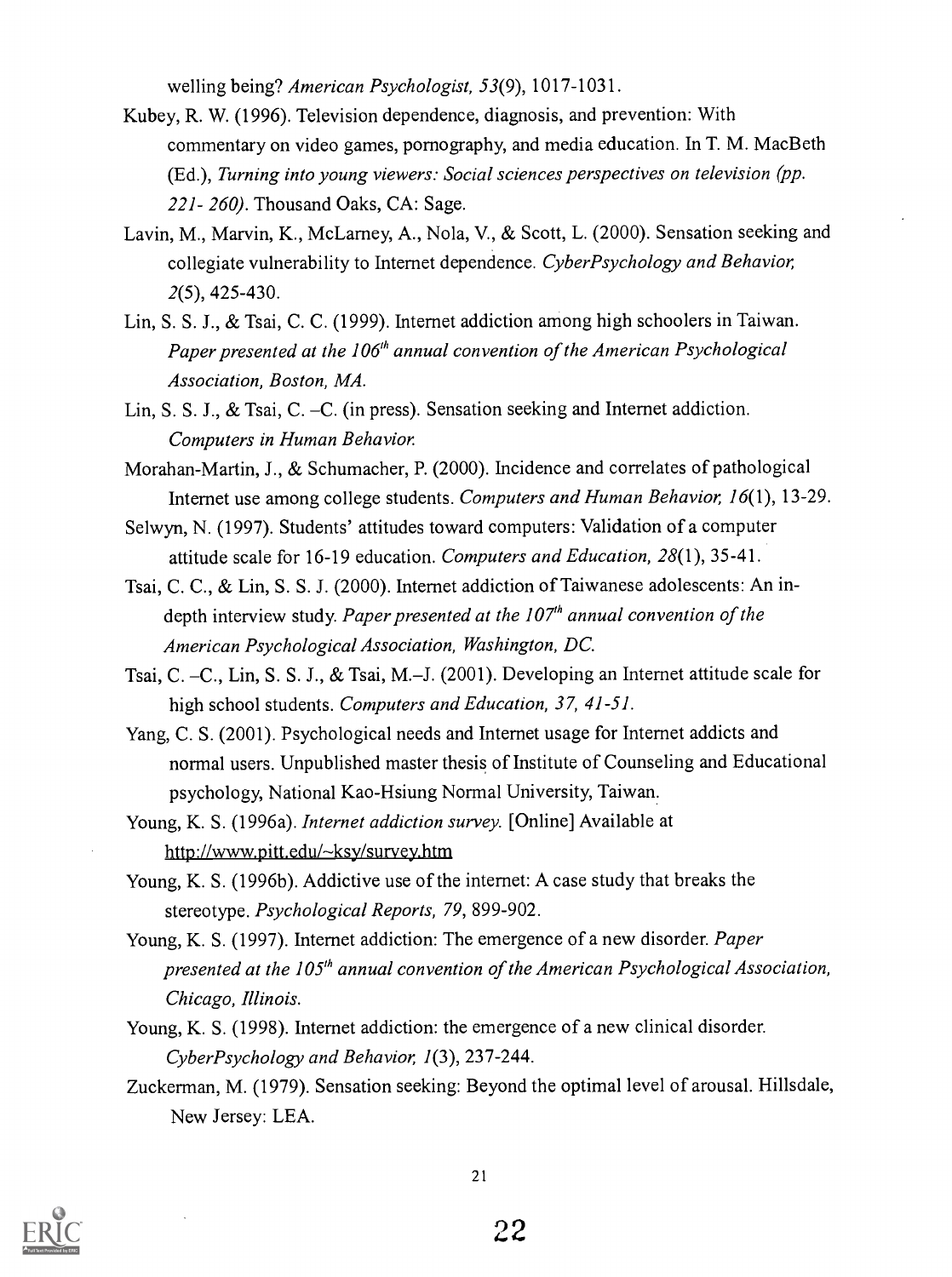welling being? *American Psychologist, 53*(9), 1017-1031.

Kubey, R. W. (1996). Television dependence, diagnosis, and prevention: With commentary on video games, pornography, and media education. In T. M. MacBeth (Ed.), *Turning into young viewers: Social sciences perspectives on television (pp. 221- 260)*. Thousand Oaks, CA: Sage.

Lavin, M., Marvin, K., McLarney, A., Nola, V., & Scott, L. (2000). Sensation seeking and collegiate vulnerability to Internet dependence. *CyberPsychology and Behavior, 2*(5), 425-430.

Lin, S. S. J., & Tsai, C. C. (1999). Internet addiction among high schoolers in Taiwan. *Paper presented at the 106th annual convention of the American Psychological Association, Boston, MA.*

Lin, S. S. J., & Tsai, C. –C. (in press). Sensation seeking and Internet addiction. *Computers in Human Behavior.*

Morahan-Martin, J., & Schumacher, P. (2000). Incidence and correlates of pathological Internet use among college students. *Computers and Human Behavior, 16*(1), 13-29.

Selwyn, N. (1997). Students' attitudes toward computers: Validation of a computer attitude scale for 16-19 education. *Computers and Education, 28*(1), 35-41.

Tsai, C. C., & Lin, S. S. J. (2000). Internet addiction of Taiwanese adolescents: An in-depth interview study. *Paper presented at the 107th annual convention of the American Psychological Association, Washington, DC.*

Tsai, C. –C., Lin, S. S. J., & Tsai, M.–J. (2001). Developing an Internet attitude scale for high school students. *Computers and Education, 37, 41-51.*

Yang, C. S. (2001). Psychological needs and Internet usage for Internet addicts and normal users. Unpublished master thesis of Institute of Counseling and Educational psychology, National Kao-Hsiung Normal University, Taiwan.

Young, K. S. (1996a). *Internet addiction survey.* [Online] Available at http://www.pitt.edu/~ksy/survey.htm

Young, K. S. (1996b). Addictive use of the internet: A case study that breaks the stereotype. *Psychological Reports, 79*, 899-902.

Young, K. S. (1997). Internet addiction: The emergence of a new disorder. *Paper presented at the 105th annual convention of the American Psychological Association, Chicago, Illinois.*

Young, K. S. (1998). Internet addiction: the emergence of a new clinical disorder. *CyberPsychology and Behavior, 1*(3), 237-244.

Zuckerman, M. (1979). Sensation seeking: Beyond the optimal level of arousal. Hillsdale, New Jersey: LEA.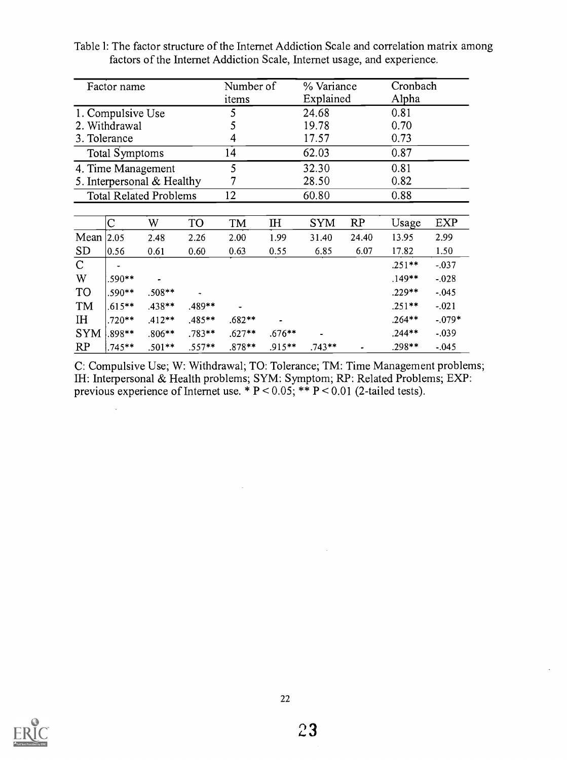Table 1: The factor structure of the Internet Addiction Scale and correlation matrix among factors of the Internet Addiction Scale, Internet usage, and experience.

| Factor name | Number of items | % Variance Explained | Cronbach Alpha |
|---|---|---|---|
| 1. Compulsive Use | 5 | 24.68 | 0.81 |
| 2. Withdrawal | 5 | 19.78 | 0.70 |
| 3. Tolerance | 4 | 17.57 | 0.73 |
| Total Symptoms | 14 | 62.03 | 0.87 |
| 4. Time Management | 5 | 32.30 | 0.81 |
| 5. Interpersonal & Healthy | 7 | 28.50 | 0.82 |
| Total Related Problems | 12 | 60.80 | 0.88 |

| | C | W | TO | TM | IH | SYM | RP | Usage | EXP |
|---|---|---|---|---|---|---|---|---|---|
| Mean | 2.05 | 2.48 | 2.26 | 2.00 | 1.99 | 31.40 | 24.40 | 13.95 | 2.99 |
| SD | 0.56 | 0.61 | 0.60 | 0.63 | 0.55 | 6.85 | 6.07 | 17.82 | 1.50 |
| C | - | | | | | | | .251** | -.037 |
| W | .590** | - | | | | | | .149** | -.028 |
| TO | .590** | .508** | - | | | | | .229** | -.045 |
| TM | .615** | .438** | .489** | - | | | | .251** | -.021 |
| IH | .720** | .412** | .485** | .682** | - | | | .264** | -.079* |
| SYM | .898** | .806** | .783** | .627** | .676** | - | | .244** | -.039 |
| RP | .745** | .501** | .557** | .878** | .915** | .743** | - | .298** | -.045 |

C: Compulsive Use; W: Withdrawal; TO: Tolerance; TM: Time Management problems; IH: Interpersonal & Health problems; SYM: Symptom; RP: Related Problems; EXP: previous experience of Internet use. * $P < 0.05$; ** $P < 0.01$ (2-tailed tests).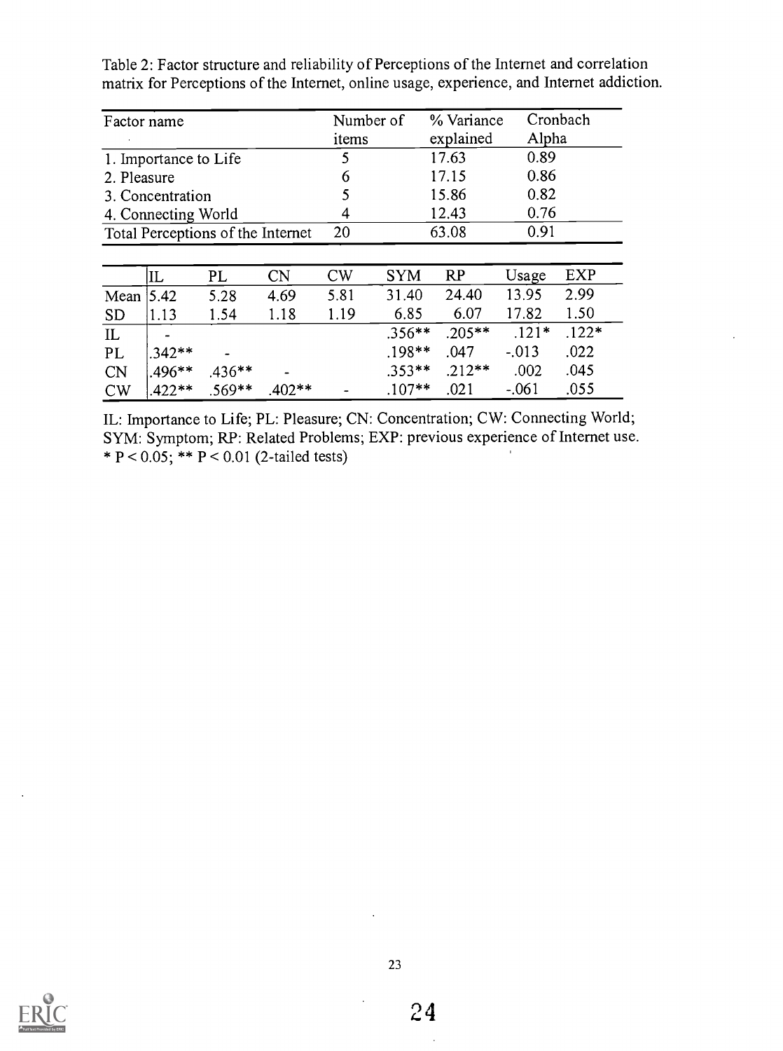Table 2: Factor structure and reliability of Perceptions of the Internet and correlation matrix for Perceptions of the Internet, online usage, experience, and Internet addiction.

| Factor name | Number of items | % Variance explained | Cronbach Alpha |
|---|---|---|---|
| 1. Importance to Life | 5 | 17.63 | 0.89 |
| 2. Pleasure | 6 | 17.15 | 0.86 |
| 3. Concentration | 5 | 15.86 | 0.82 |
| 4. Connecting World | 4 | 12.43 | 0.76 |
| Total Perceptions of the Internet | 20 | 63.08 | 0.91 |

| | IL | PL | CN | CW | SYM | RP | Usage | EXP |
|---|---|---|---|---|---|---|---|---|
| Mean | 5.42 | 5.28 | 4.69 | 5.81 | 31.40 | 24.40 | 13.95 | 2.99 |
| SD | 1.13 | 1.54 | 1.18 | 1.19 | 6.85 | 6.07 | 17.82 | 1.50 |
| IL | - | | | | .356** | .205** | .121* | .122* |
| PL | .342** | - | | | .198** | .047 | -.013 | .022 |
| CN | .496** | .436** | - | | .353** | .212** | .002 | .045 |
| CW | .422** | .569** | .402** | - | .107** | .021 | -.061 | .055 |

IL: Importance to Life; PL: Pleasure; CN: Concentration; CW: Connecting World; SYM: Symptom; RP: Related Problems; EXP: previous experience of Internet use.
* $P < 0.05$; ** $P < 0.01$ (2-tailed tests)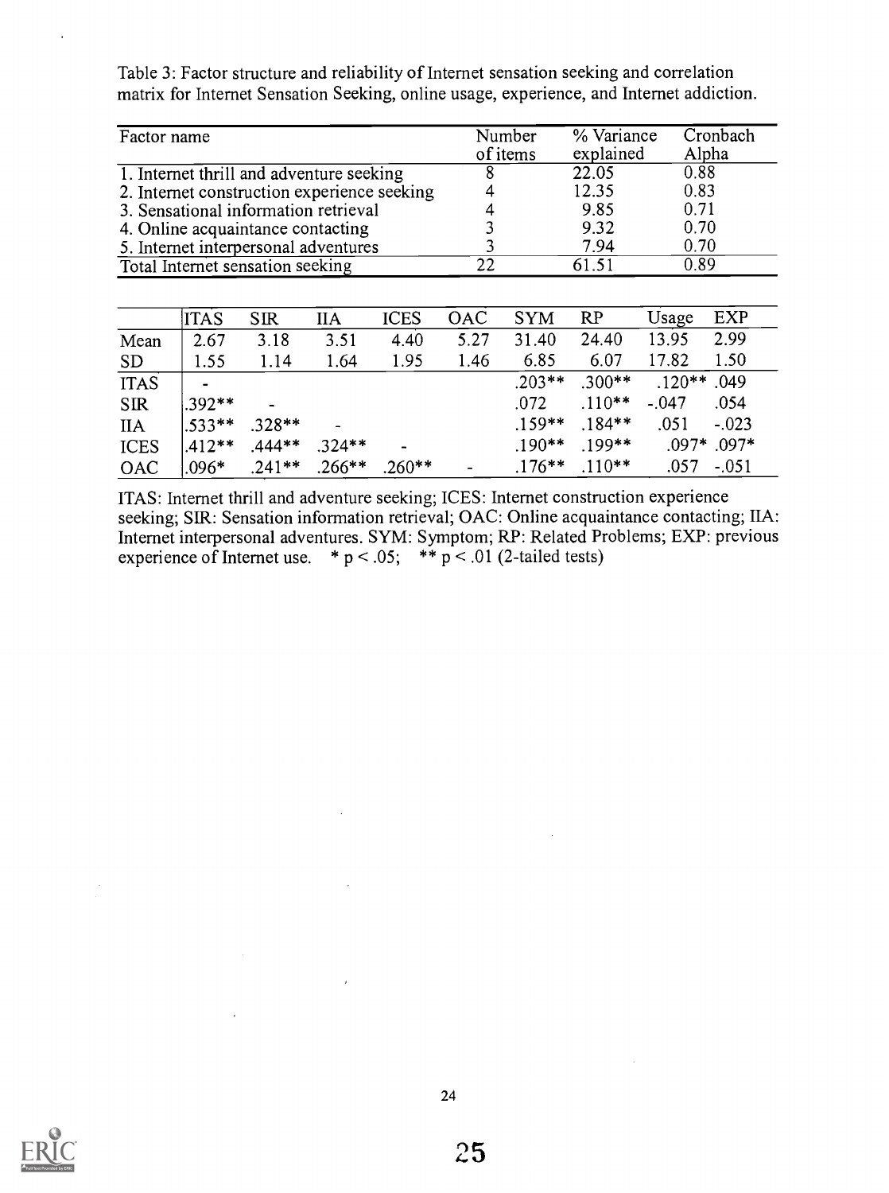Table 3: Factor structure and reliability of Internet sensation seeking and correlation matrix for Internet Sensation Seeking, online usage, experience, and Internet addiction.

| Factor name | Number of items | % Variance explained | Cronbach Alpha |
|---|---|---|---|
| 1. Internet thrill and adventure seeking | 8 | 22.05 | 0.88 |
| 2. Internet construction experience seeking | 4 | 12.35 | 0.83 |
| 3. Sensational information retrieval | 4 | 9.85 | 0.71 |
| 4. Online acquaintance contacting | 3 | 9.32 | 0.70 |
| 5. Internet interpersonal adventures | 3 | 7.94 | 0.70 |
| Total Internet sensation seeking | 22 | 61.51 | 0.89 |

| | ITAS | SIR | IIA | ICES | OAC | SYM | RP | Usage | EXP |
|---|---|---|---|---|---|---|---|---|---|
| Mean | 2.67 | 3.18 | 3.51 | 4.40 | 5.27 | 31.40 | 24.40 | 13.95 | 2.99 |
| SD | 1.55 | 1.14 | 1.64 | 1.95 | 1.46 | 6.85 | 6.07 | 17.82 | 1.50 |
| ITAS | - | | | | | .203** | .300** | .120** | .049 |
| SIR | .392** | - | | | | .072 | .110** | -.047 | .054 |
| IIA | .533** | .328** | - | | | .159** | .184** | .051 | -.023 |
| ICES | .412** | .444** | .324** | - | | .190** | .199** | .097* | .097* |
| OAC | .096* | .241** | .266** | .260** | - | .176** | .110** | .057 | -.051 |

ITAS: Internet thrill and adventure seeking; ICES: Internet construction experience seeking; SIR: Sensation information retrieval; OAC: Online acquaintance contacting; IIA: Internet interpersonal adventures. SYM: Symptom; RP: Related Problems; EXP: previous experience of Internet use. * $p < .05$; ** $p < .01$ (2-tailed tests)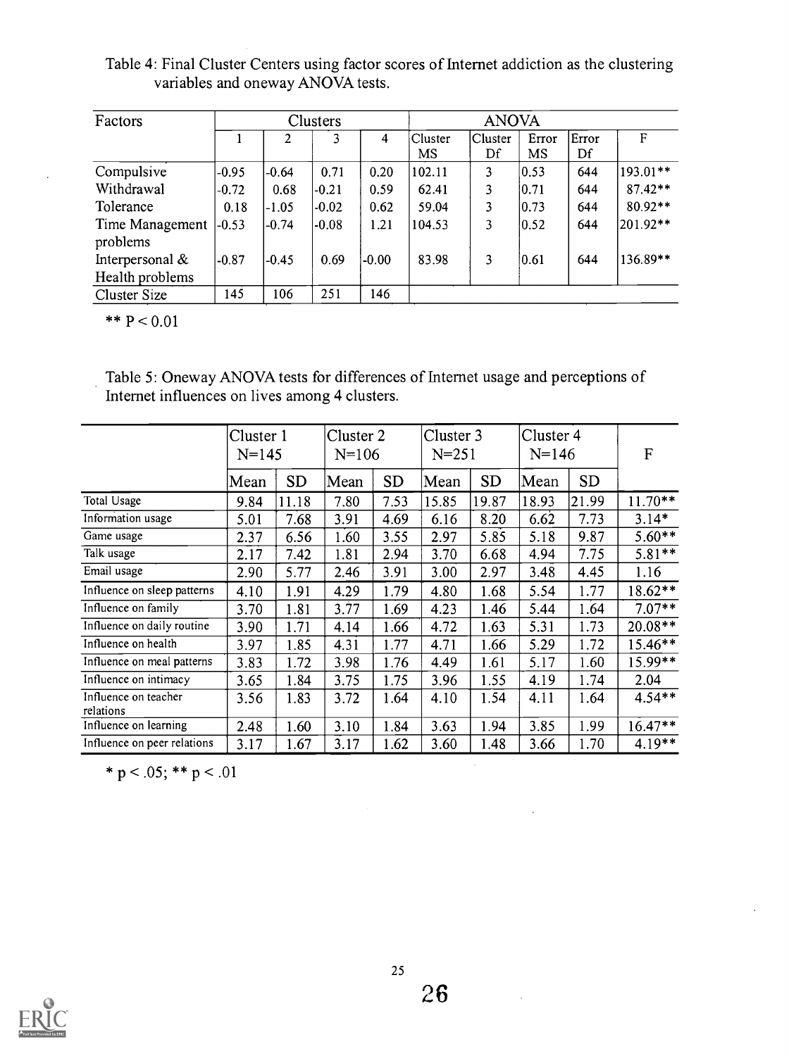Table 4: Final Cluster Centers using factor scores of Internet addiction as the clustering variables and oneway ANOVA tests.

| Factors | Clusters | | | | ANOVA | | | | |
|---|---|---|---|---|---|---|---|---|---|
| | 1 | 2 | 3 | 4 | Cluster MS | Cluster Df | Error MS | Error Df | F |
| Compulsive | -0.95 | -0.64 | 0.71 | 0.20 | 102.11 | 3 | 0.53 | 644 | 193.01** |
| Withdrawal | -0.72 | 0.68 | -0.21 | 0.59 | 62.41 | 3 | 0.71 | 644 | 87.42** |
| Tolerance | 0.18 | -1.05 | -0.02 | 0.62 | 59.04 | 3 | 0.73 | 644 | 80.92** |
| Time Management problems | -0.53 | -0.74 | -0.08 | 1.21 | 104.53 | 3 | 0.52 | 644 | 201.92** |
| Interpersonal & Health problems | -0.87 | -0.45 | 0.69 | -0.00 | 83.98 | 3 | 0.61 | 644 | 136.89** |
| Cluster Size | 145 | 106 | 251 | 146 | | | | | |

** $P < 0.01$

Table 5: Oneway ANOVA tests for differences of Internet usage and perceptions of Internet influences on lives among 4 clusters.

| | Cluster 1 N=145 | | Cluster 2 N=106 | | Cluster 3 N=251 | | Cluster 4 N=146 | | F |
|---|---|---|---|---|---|---|---|---|---|
| | Mean | SD | Mean | SD | Mean | SD | Mean | SD | |
| Total Usage | 9.84 | 11.18 | 7.80 | 7.53 | 15.85 | 19.87 | 18.93 | 21.99 | 11.70** |
| Information usage | 5.01 | 7.68 | 3.91 | 4.69 | 6.16 | 8.20 | 6.62 | 7.73 | 3.14* |
| Game usage | 2.37 | 6.56 | 1.60 | 3.55 | 2.97 | 5.85 | 5.18 | 9.87 | 5.60** |
| Talk usage | 2.17 | 7.42 | 1.81 | 2.94 | 3.70 | 6.68 | 4.94 | 7.75 | 5.81** |
| Email usage | 2.90 | 5.77 | 2.46 | 3.91 | 3.00 | 2.97 | 3.48 | 4.45 | 1.16 |
| Influence on sleep patterns | 4.10 | 1.91 | 4.29 | 1.79 | 4.80 | 1.68 | 5.54 | 1.77 | 18.62** |
| Influence on family | 3.70 | 1.81 | 3.77 | 1.69 | 4.23 | 1.46 | 5.44 | 1.64 | 7.07** |
| Influence on daily routine | 3.90 | 1.71 | 4.14 | 1.66 | 4.72 | 1.63 | 5.31 | 1.73 | 20.08** |
| Influence on health | 3.97 | 1.85 | 4.31 | 1.77 | 4.71 | 1.66 | 5.29 | 1.72 | 15.46** |
| Influence on meal patterns | 3.83 | 1.72 | 3.98 | 1.76 | 4.49 | 1.61 | 5.17 | 1.60 | 15.99** |
| Influence on intimacy | 3.65 | 1.84 | 3.75 | 1.75 | 3.96 | 1.55 | 4.19 | 1.74 | 2.04 |
| Influence on teacher relations | 3.56 | 1.83 | 3.72 | 1.64 | 4.10 | 1.54 | 4.11 | 1.64 | 4.54** |
| Influence on learning | 2.48 | 1.60 | 3.10 | 1.84 | 3.63 | 1.94 | 3.85 | 1.99 | 16.47** |
| Influence on peer relations | 3.17 | 1.67 | 3.17 | 1.62 | 3.60 | 1.48 | 3.66 | 1.70 | 4.19** |

* $p < .05$; ** $p < .01$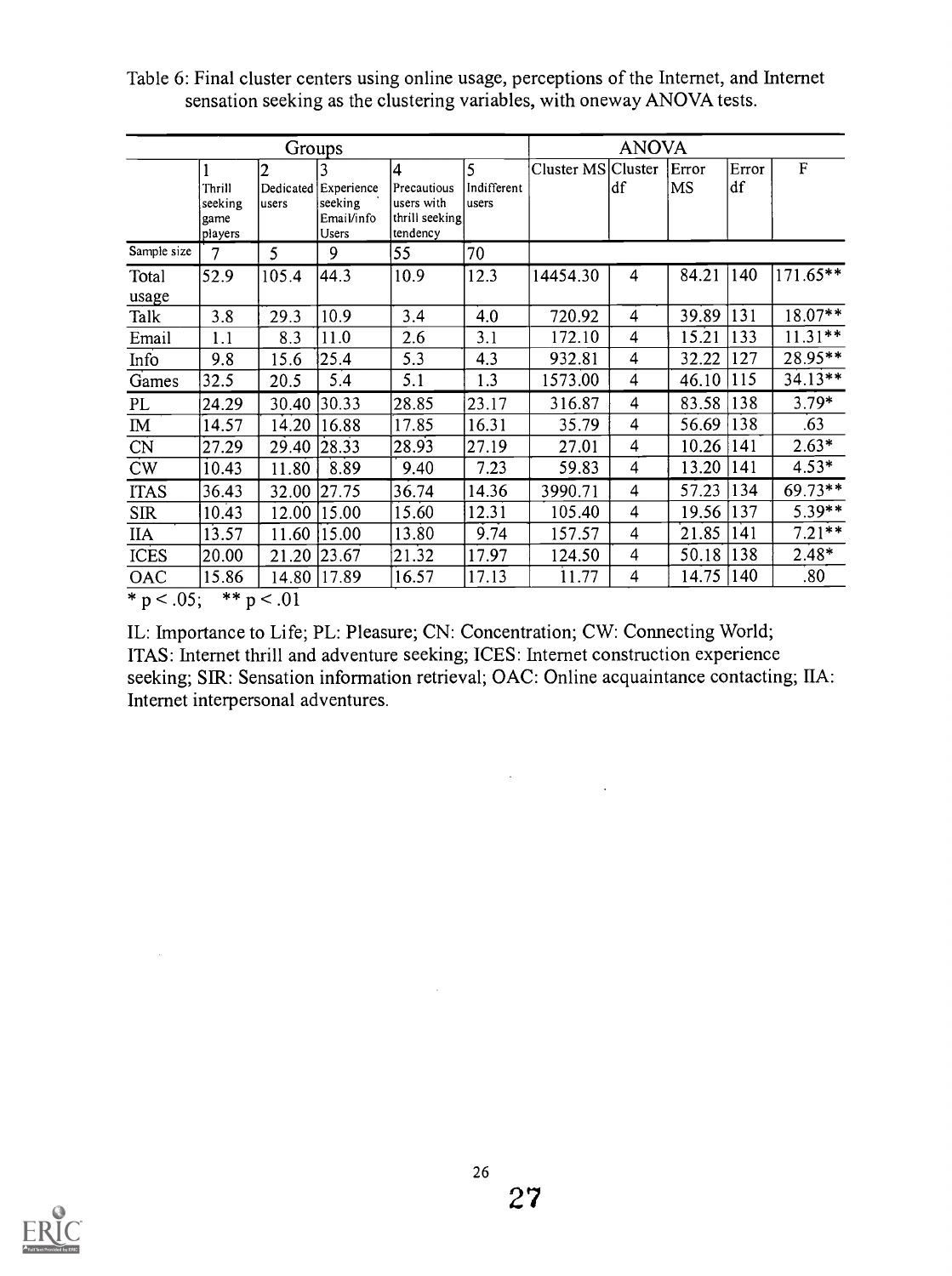Table 6: Final cluster centers using online usage, perceptions of the Internet, and Internet sensation seeking as the clustering variables, with oneway ANOVA tests.

| | Groups | | | | | ANOVA | | | | |
|---|---|---|---|---|---|---|---|---|---|---|
| | 1 Thrill seeking game players | 2 Dedicated users | 3 Experience seeking Email/info Users | 4 Precautious users with thrill seeking tendency | 5 Indifferent users | Cluster MS | Cluster df | Error MS | Error df | F |
| Sample size | 7 | 5 | 9 | 55 | 70 | | | | | |
| Total usage | 52.9 | 105.4 | 44.3 | 10.9 | 12.3 | 14454.30 | 4 | 84.21 | 140 | 171.65** |
| Talk | 3.8 | 29.3 | 10.9 | 3.4 | 4.0 | 720.92 | 4 | 39.89 | 131 | 18.07** |
| Email | 1.1 | 8.3 | 11.0 | 2.6 | 3.1 | 172.10 | 4 | 15.21 | 133 | 11.31** |
| Info | 9.8 | 15.6 | 25.4 | 5.3 | 4.3 | 932.81 | 4 | 32.22 | 127 | 28.95** |
| Games | 32.5 | 20.5 | 5.4 | 5.1 | 1.3 | 1573.00 | 4 | 46.10 | 115 | 34.13** |
| PL | 24.29 | 30.40 | 30.33 | 28.85 | 23.17 | 316.87 | 4 | 83.58 | 138 | 3.79* |
| IM | 14.57 | 14.20 | 16.88 | 17.85 | 16.31 | 35.79 | 4 | 56.69 | 138 | .63 |
| CN | 27.29 | 29.40 | 28.33 | 28.93 | 27.19 | 27.01 | 4 | 10.26 | 141 | 2.63* |
| CW | 10.43 | 11.80 | 8.89 | 9.40 | 7.23 | 59.83 | 4 | 13.20 | 141 | 4.53* |
| ITAS | 36.43 | 32.00 | 27.75 | 36.74 | 14.36 | 3990.71 | 4 | 57.23 | 134 | 69.73** |
| SIR | 10.43 | 12.00 | 15.00 | 15.60 | 12.31 | 105.40 | 4 | 19.56 | 137 | 5.39** |
| IIA | 13.57 | 11.60 | 15.00 | 13.80 | 9.74 | 157.57 | 4 | 21.85 | 141 | 7.21** |
| ICES | 20.00 | 21.20 | 23.67 | 21.32 | 17.97 | 124.50 | 4 | 50.18 | 138 | 2.48* |
| OAC | 15.86 | 14.80 | 17.89 | 16.57 | 17.13 | 11.77 | 4 | 14.75 | 140 | .80 |

* $p < .05$; ** $p < .01$

IL: Importance to Life; PL: Pleasure; CN: Concentration; CW: Connecting World; ITAS: Internet thrill and adventure seeking; ICES: Internet construction experience seeking; SIR: Sensation information retrieval; OAC: Online acquaintance contacting; IIA: Internet interpersonal adventures.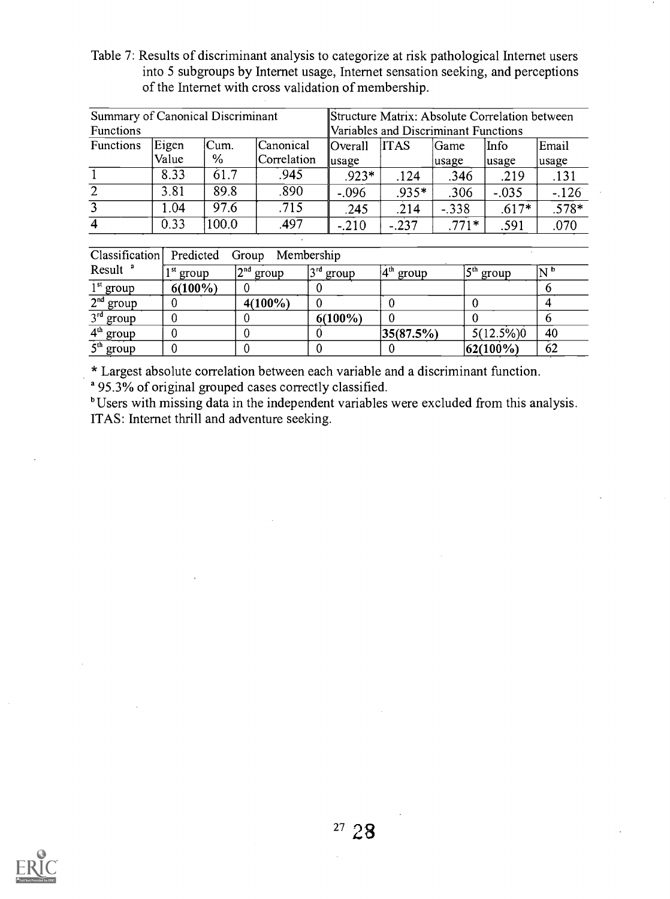Table 7: Results of discriminant analysis to categorize at risk pathological Internet users into 5 subgroups by Internet usage, Internet sensation seeking, and perceptions of the Internet with cross validation of membership.

| Summary of Canonical Discriminant Functions | | | | Structure Matrix: Absolute Correlation between Variables and Discriminant Functions | | | | |
|---|---|---|---|---|---|---|---|---|
| Functions | Eigen Value | Cum. % | Canonical Correlation | Overall usage | ITAS | Game usage | Info usage | Email usage |
| 1 | 8.33 | 61.7 | .945 | .923* | .124 | .346 | .219 | .131 |
| 2 | 3.81 | 89.8 | .890 | -.096 | .935* | .306 | -.035 | -.126 |
| 3 | 1.04 | 97.6 | .715 | .245 | .214 | -.338 | .617* | .578* |
| 4 | 0.33 | 100.0 | .497 | -.210 | -.237 | .771* | .591 | .070 |

| Classification Result [a] | Predicted Group Membership | | | | | |
|---|---|---|---|---|---|---|
| | 1[st] group | 2[nd] group | 3[rd] group | 4[th] group | 5[th] group | N [b] |
| 1[st] group | **6(100%)** | 0 | 0 | | | 6 |
| 2[nd] group | 0 | **4(100%)** | 0 | 0 | 0 | 4 |
| 3[rd] group | 0 | 0 | **6(100%)** | 0 | 0 | 6 |
| 4[th] group | 0 | 0 | 0 | **35(87.5%)** | 5(12.5%)0 | 40 |
| 5[th] group | 0 | 0 | 0 | 0 | **62(100%)** | 62 |

* Largest absolute correlation between each variable and a discriminant function.

[a] 95.3% of original grouped cases correctly classified.

[b] Users with missing data in the independent variables were excluded from this analysis.

ITAS: Internet thrill and adventure seeking.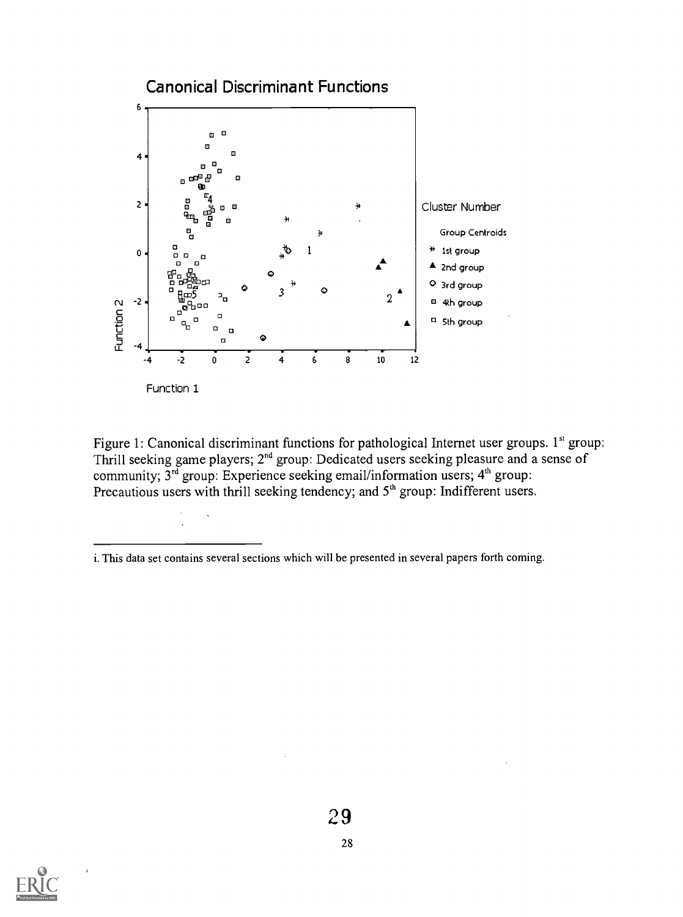Figure 1: Canonical discriminant functions for pathological Internet user groups. 1st group: Thrill seeking game players; 2nd group: Dedicated users seeking pleasure and a sense of community; 3rd group: Experience seeking email/information users; 4th group: Precautious users with thrill seeking tendency; and 5th group: Indifferent users.

---

i. This data set contains several sections which will be presented in several papers forth coming.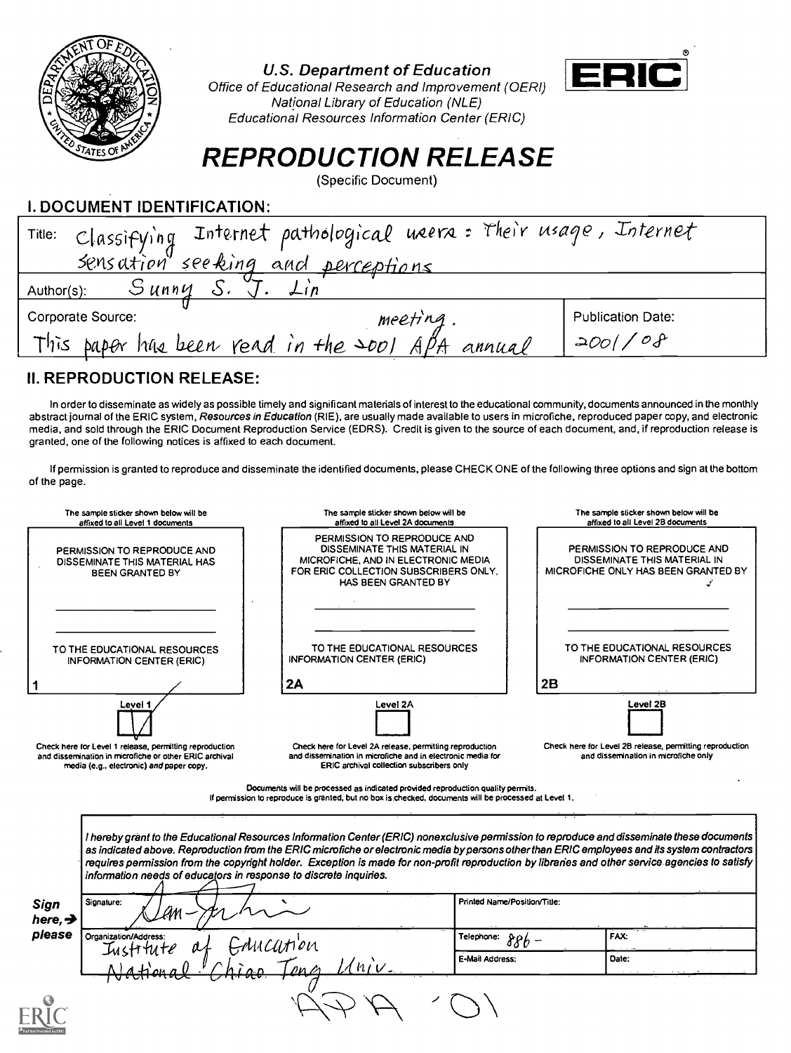U.S. Department of Education
Office of Educational Research and Improvement (OERI)
National Library of Education (NLE)
Educational Resources Information Center (ERIC)

ERIC

# REPRODUCTION RELEASE

(Specific Document)

## I. DOCUMENT IDENTIFICATION:

Title: Classifying Internet pathological users: Their usage, Internet sensation seeking and perceptions

Author(s): Sunny S. J. Lin

Corporate Source: This paper has been read in the 2001 APA annual meeting.

Publication Date: 2001/08

## II. REPRODUCTION RELEASE:

In order to disseminate as widely as possible timely and significant materials of interest to the educational community, documents announced in the monthly abstract journal of the ERIC system, *Resources in Education* (RIE), are usually made available to users in microfiche, reproduced paper copy, and electronic media, and sold through the ERIC Document Reproduction Service (EDRS). Credit is given to the source of each document, and, if reproduction release is granted, one of the following notices is affixed to each document.

If permission is granted to reproduce and disseminate the identified documents, please CHECK ONE of the following three options and sign at the bottom of the page.

| The sample sticker shown below will be affixed to all Level 1 documents | The sample sticker shown below will be affixed to all Level 2A documents | The sample sticker shown below will be affixed to all Level 2B documents |
|---|---|---|
| PERMISSION TO REPRODUCE AND DISSEMINATE THIS MATERIAL HAS BEEN GRANTED BY ______ TO THE EDUCATIONAL RESOURCES INFORMATION CENTER (ERIC) | PERMISSION TO REPRODUCE AND DISSEMINATE THIS MATERIAL IN MICROFICHE, AND IN ELECTRONIC MEDIA FOR ERIC COLLECTION SUBSCRIBERS ONLY, HAS BEEN GRANTED BY ______ TO THE EDUCATIONAL RESOURCES INFORMATION CENTER (ERIC) | PERMISSION TO REPRODUCE AND DISSEMINATE THIS MATERIAL IN MICROFICHE ONLY HAS BEEN GRANTED BY ______ TO THE EDUCATIONAL RESOURCES INFORMATION CENTER (ERIC) |
| 1 | 2A | 2B |
| Level 1 [✓] | Level 2A [ ] | Level 2B [ ] |
| Check here for Level 1 release, permitting reproduction and dissemination in microfiche or other ERIC archival media (e.g., electronic) *and* paper copy. | Check here for Level 2A release, permitting reproduction and dissemination in microfiche and in electronic media for ERIC archival collection subscribers only | Check here for Level 2B release, permitting reproduction and dissemination in microfiche only |

Documents will be processed as indicated provided reproduction quality permits.
If permission to reproduce is granted, but no box is checked, documents will be processed at Level 1.

*I hereby grant to the Educational Resources Information Center (ERIC) nonexclusive permission to reproduce and disseminate these documents as indicated above. Reproduction from the ERIC microfiche or electronic media by persons other than ERIC employees and its system contractors requires permission from the copyright holder. Exception is made for non-profit reproduction by libraries and other service agencies to satisfy information needs of educators in response to discrete inquiries.*

**Sign here, → please**

| Signature: San-Ju Lin | Printed Name/Position/Title: | |
|---|---|---|
| Organization/Address: Institute of Education, National Chiao Tung Univ. | Telephone: 886 – | FAX: |
| | E-Mail Address: | Date: |

APA '01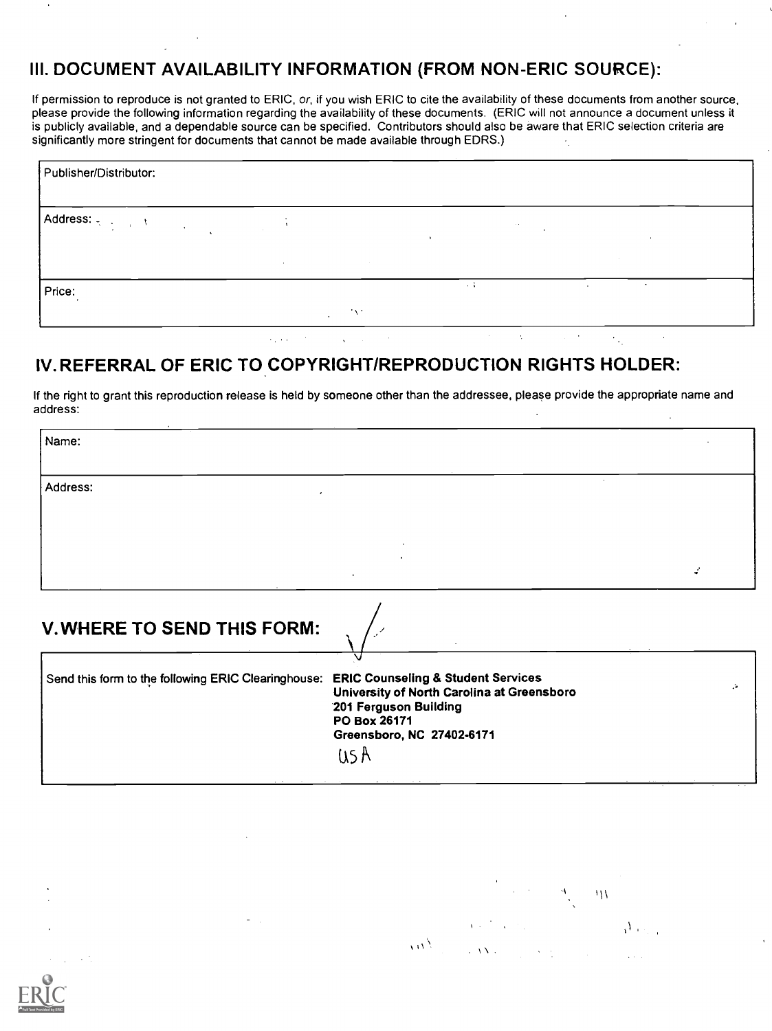## III. DOCUMENT AVAILABILITY INFORMATION (FROM NON-ERIC SOURCE):

If permission to reproduce is not granted to ERIC, *or*, if you wish ERIC to cite the availability of these documents from another source, please provide the following information regarding the availability of these documents. (ERIC will not announce a document unless it is publicly available, and a dependable source can be specified. Contributors should also be aware that ERIC selection criteria are significantly more stringent for documents that cannot be made available through EDRS.)

| |
|---|
| Publisher/Distributor: |
| Address: |
| Price: |

## IV. REFERRAL OF ERIC TO COPYRIGHT/REPRODUCTION RIGHTS HOLDER:

If the right to grant this reproduction release is held by someone other than the addressee, please provide the appropriate name and address:

| |
|---|
| Name: |
| Address: |

## V. WHERE TO SEND THIS FORM:

| | |
|---|---|
| Send this form to the following ERIC Clearinghouse: | **ERIC Counseling & Student Services**<br>**University of North Carolina at Greensboro**<br>**201 Ferguson Building**<br>**PO Box 26171**<br>**Greensboro, NC 27402-6171**<br>USA |